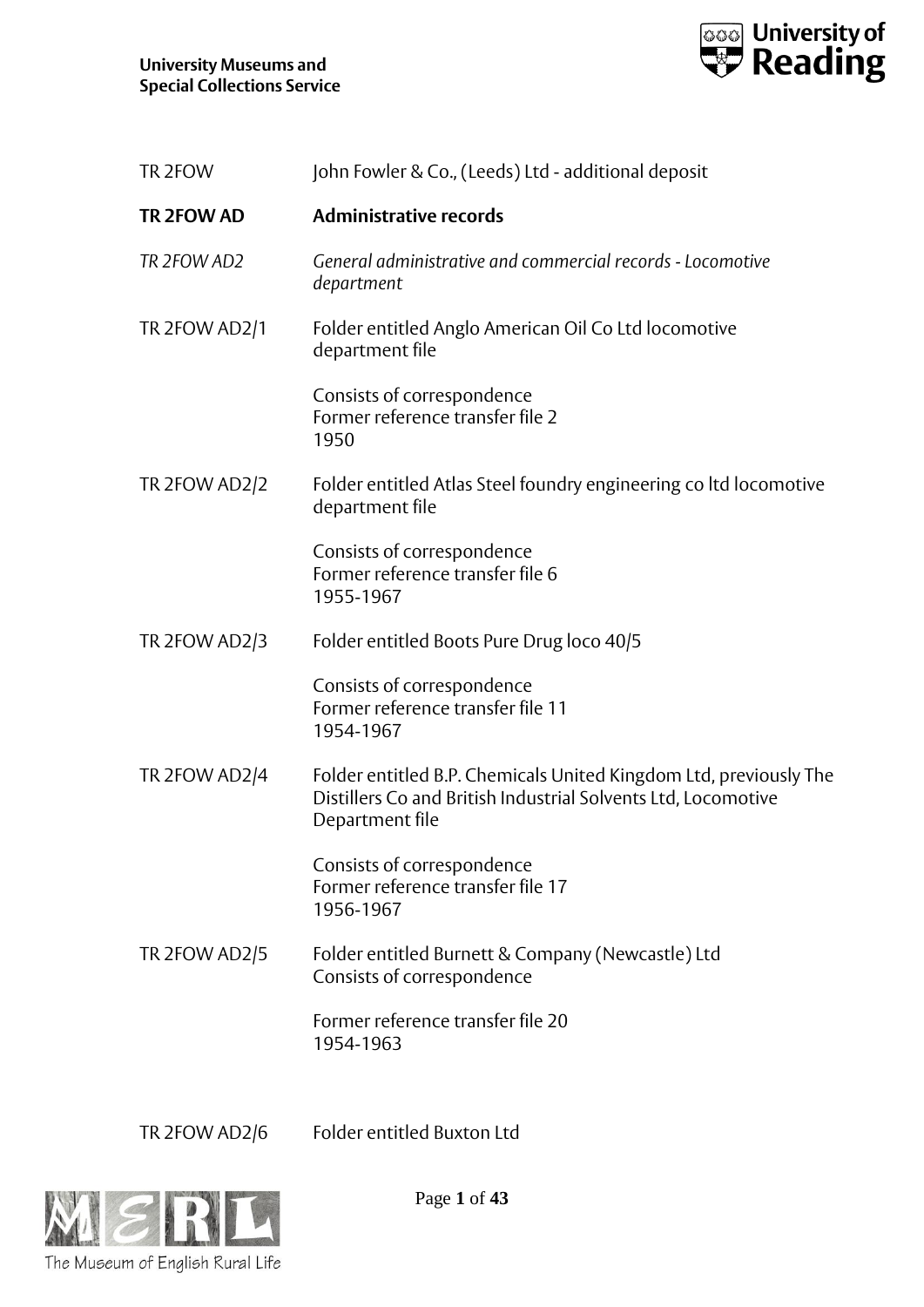TR 2FOW John Fowler & Co., (Leeds) Ltd - additional deposit

**TR 2FOW AD Administrative records**

*TR 2FOW AD2 General administrative and commercial records - Locomotive department*

TR 2FOW AD2/1 Folder entitled Anglo American Oil Co Ltd locomotive department file

Consists of correspondence
Former reference transfer file 2
1950

TR 2FOW AD2/2 Folder entitled Atlas Steel foundry engineering co ltd locomotive department file

Consists of correspondence
Former reference transfer file 6
1955-1967

TR 2FOW AD2/3 Folder entitled Boots Pure Drug loco 40/5

Consists of correspondence
Former reference transfer file 11
1954-1967

TR 2FOW AD2/4 Folder entitled B.P. Chemicals United Kingdom Ltd, previously The Distillers Co and British Industrial Solvents Ltd, Locomotive Department file

Consists of correspondence
Former reference transfer file 17
1956-1967

TR 2FOW AD2/5 Folder entitled Burnett & Company (Newcastle) Ltd
Consists of correspondence

Former reference transfer file 20
1954-1963

TR 2FOW AD2/6 Folder entitled Buxton Ltd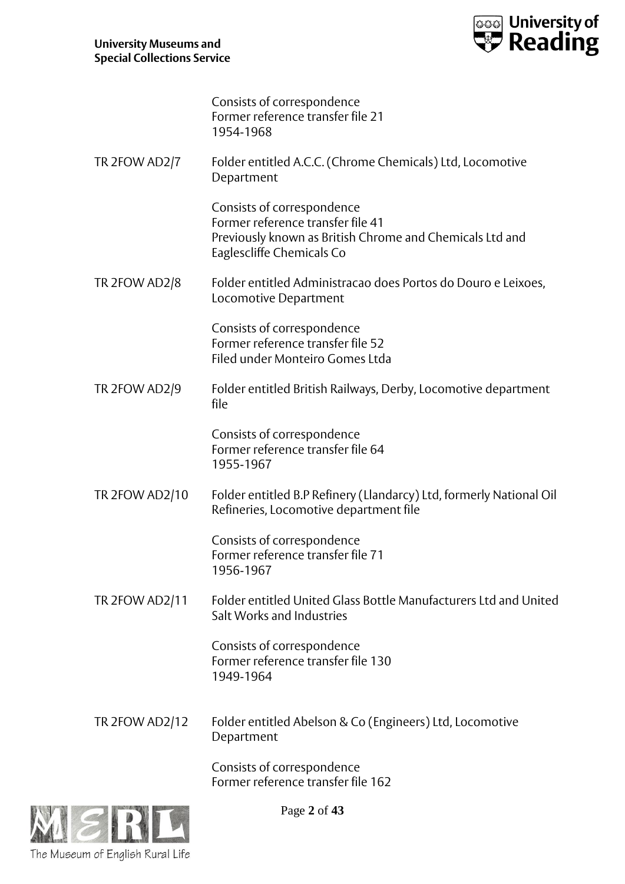Consists of correspondence
Former reference transfer file 21
1954-1968

TR 2FOW AD2/7 Folder entitled A.C.C. (Chrome Chemicals) Ltd, Locomotive Department

Consists of correspondence
Former reference transfer file 41
Previously known as British Chrome and Chemicals Ltd and Eaglescliffe Chemicals Co

TR 2FOW AD2/8 Folder entitled Administracao does Portos do Douro e Leixoes, Locomotive Department

Consists of correspondence
Former reference transfer file 52
Filed under Monteiro Gomes Ltda

TR 2FOW AD2/9 Folder entitled British Railways, Derby, Locomotive department file

Consists of correspondence
Former reference transfer file 64
1955-1967

TR 2FOW AD2/10 Folder entitled B.P Refinery (Llandarcy) Ltd, formerly National Oil Refineries, Locomotive department file

Consists of correspondence
Former reference transfer file 71
1956-1967

TR 2FOW AD2/11 Folder entitled United Glass Bottle Manufacturers Ltd and United Salt Works and Industries

Consists of correspondence
Former reference transfer file 130
1949-1964

TR 2FOW AD2/12 Folder entitled Abelson & Co (Engineers) Ltd, Locomotive Department

Consists of correspondence
Former reference transfer file 162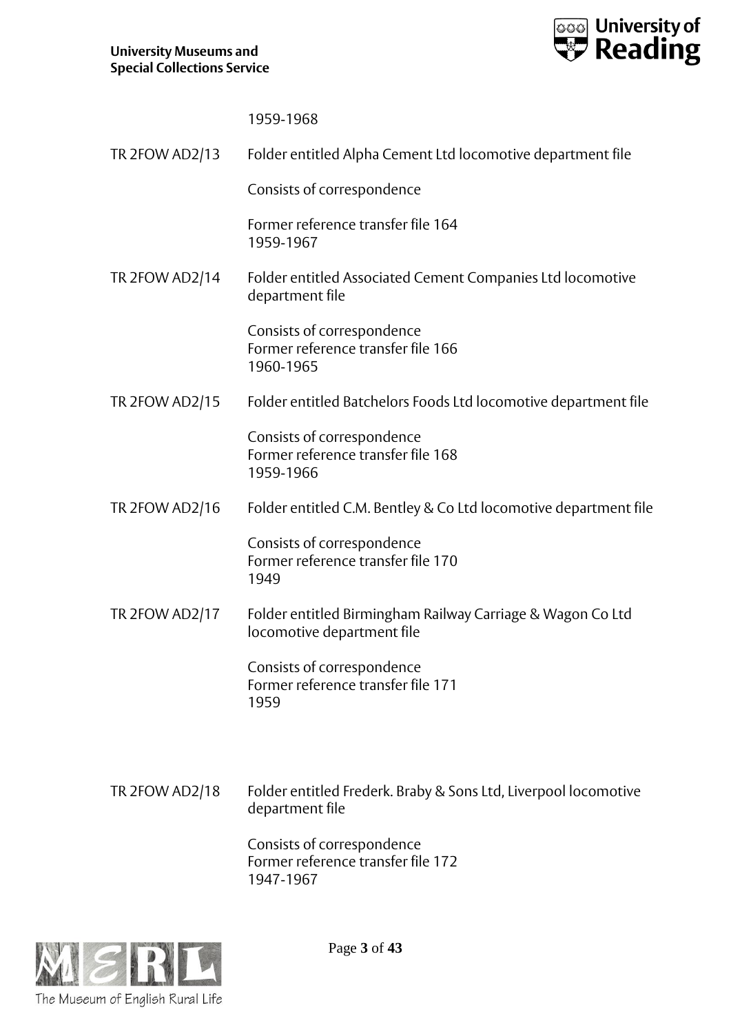1959-1968

TR 2FOW AD2/13 Folder entitled Alpha Cement Ltd locomotive department file

Consists of correspondence

Former reference transfer file 164
1959-1967

TR 2FOW AD2/14 Folder entitled Associated Cement Companies Ltd locomotive department file

Consists of correspondence
Former reference transfer file 166
1960-1965

TR 2FOW AD2/15 Folder entitled Batchelors Foods Ltd locomotive department file

Consists of correspondence
Former reference transfer file 168
1959-1966

TR 2FOW AD2/16 Folder entitled C.M. Bentley & Co Ltd locomotive department file

Consists of correspondence
Former reference transfer file 170
1949

TR 2FOW AD2/17 Folder entitled Birmingham Railway Carriage & Wagon Co Ltd locomotive department file

Consists of correspondence
Former reference transfer file 171
1959

TR 2FOW AD2/18 Folder entitled Frederk. Braby & Sons Ltd, Liverpool locomotive department file

Consists of correspondence
Former reference transfer file 172
1947-1967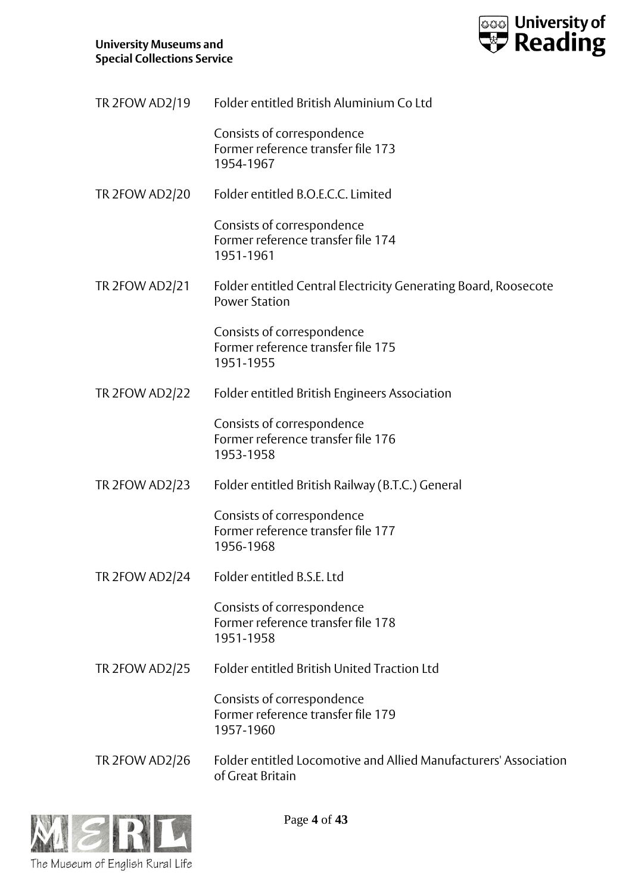TR 2FOW AD2/19 Folder entitled British Aluminium Co Ltd

Consists of correspondence
Former reference transfer file 173
1954-1967

TR 2FOW AD2/20 Folder entitled B.O.E.C.C. Limited

Consists of correspondence
Former reference transfer file 174
1951-1961

TR 2FOW AD2/21 Folder entitled Central Electricity Generating Board, Roosecote Power Station

Consists of correspondence
Former reference transfer file 175
1951-1955

TR 2FOW AD2/22 Folder entitled British Engineers Association

Consists of correspondence
Former reference transfer file 176
1953-1958

TR 2FOW AD2/23 Folder entitled British Railway (B.T.C.) General

Consists of correspondence
Former reference transfer file 177
1956-1968

TR 2FOW AD2/24 Folder entitled B.S.E. Ltd

Consists of correspondence
Former reference transfer file 178
1951-1958

TR 2FOW AD2/25 Folder entitled British United Traction Ltd

Consists of correspondence
Former reference transfer file 179
1957-1960

TR 2FOW AD2/26 Folder entitled Locomotive and Allied Manufacturers' Association of Great Britain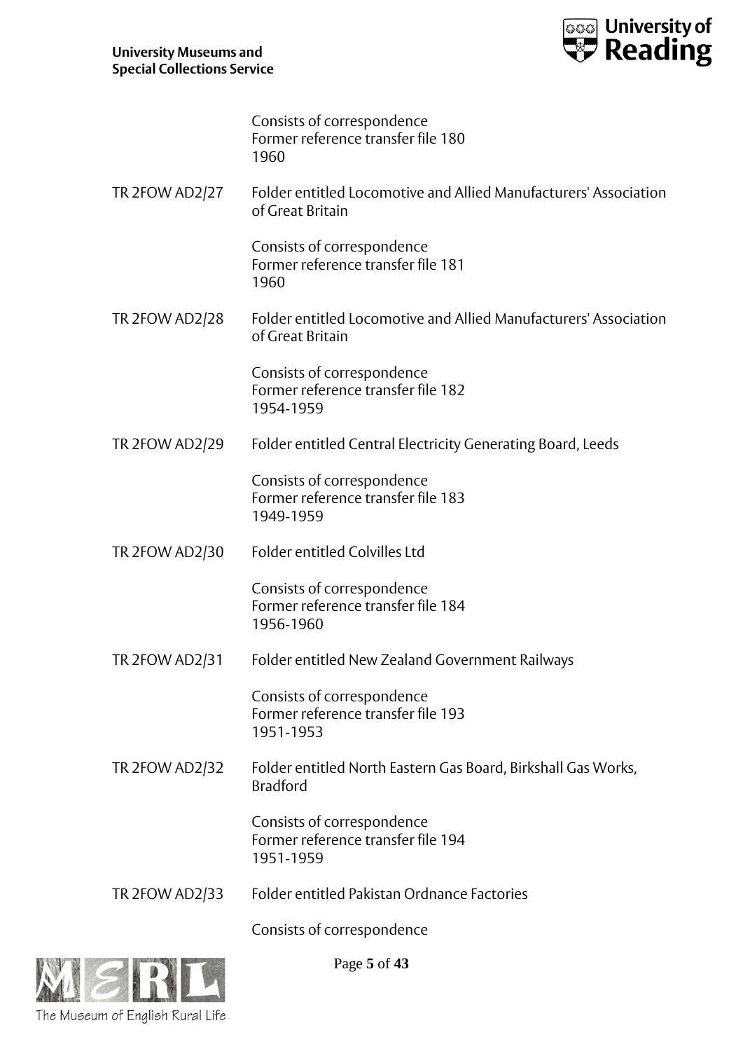Consists of correspondence
Former reference transfer file 180
1960

TR 2FOW AD2/27 Folder entitled Locomotive and Allied Manufacturers' Association of Great Britain

Consists of correspondence
Former reference transfer file 181
1960

TR 2FOW AD2/28 Folder entitled Locomotive and Allied Manufacturers' Association of Great Britain

Consists of correspondence
Former reference transfer file 182
1954-1959

TR 2FOW AD2/29 Folder entitled Central Electricity Generating Board, Leeds

Consists of correspondence
Former reference transfer file 183
1949-1959

TR 2FOW AD2/30 Folder entitled Colvilles Ltd

Consists of correspondence
Former reference transfer file 184
1956-1960

TR 2FOW AD2/31 Folder entitled New Zealand Government Railways

Consists of correspondence
Former reference transfer file 193
1951-1953

TR 2FOW AD2/32 Folder entitled North Eastern Gas Board, Birkshall Gas Works, Bradford

Consists of correspondence
Former reference transfer file 194
1951-1959

TR 2FOW AD2/33 Folder entitled Pakistan Ordnance Factories

Consists of correspondence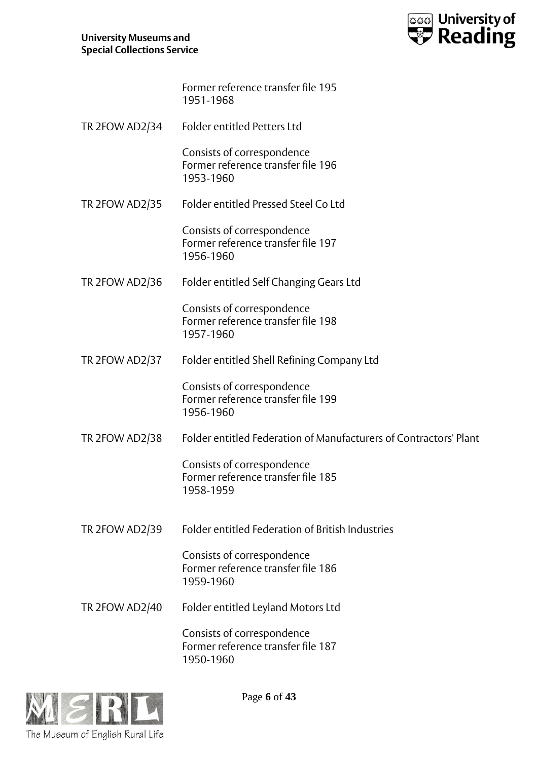Former reference transfer file 195
1951-1968

TR 2FOW AD2/34 Folder entitled Petters Ltd

Consists of correspondence
Former reference transfer file 196
1953-1960

TR 2FOW AD2/35 Folder entitled Pressed Steel Co Ltd

Consists of correspondence
Former reference transfer file 197
1956-1960

TR 2FOW AD2/36 Folder entitled Self Changing Gears Ltd

Consists of correspondence
Former reference transfer file 198
1957-1960

TR 2FOW AD2/37 Folder entitled Shell Refining Company Ltd

Consists of correspondence
Former reference transfer file 199
1956-1960

TR 2FOW AD2/38 Folder entitled Federation of Manufacturers of Contractors' Plant

Consists of correspondence
Former reference transfer file 185
1958-1959

TR 2FOW AD2/39 Folder entitled Federation of British Industries

Consists of correspondence
Former reference transfer file 186
1959-1960

TR 2FOW AD2/40 Folder entitled Leyland Motors Ltd

Consists of correspondence
Former reference transfer file 187
1950-1960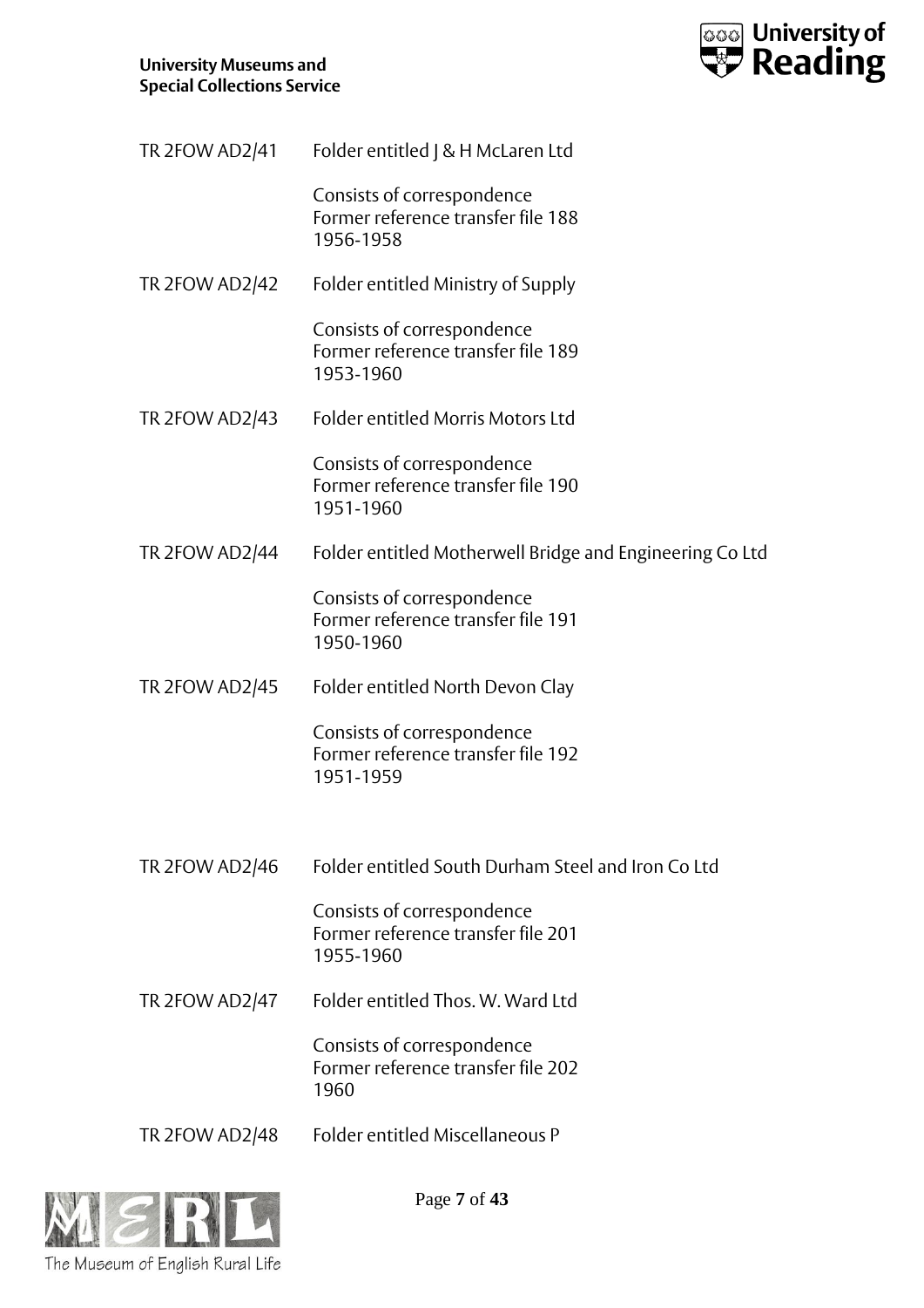TR 2FOW AD2/41 Folder entitled J & H McLaren Ltd

Consists of correspondence
Former reference transfer file 188
1956-1958

TR 2FOW AD2/42 Folder entitled Ministry of Supply

Consists of correspondence
Former reference transfer file 189
1953-1960

TR 2FOW AD2/43 Folder entitled Morris Motors Ltd

Consists of correspondence
Former reference transfer file 190
1951-1960

TR 2FOW AD2/44 Folder entitled Motherwell Bridge and Engineering Co Ltd

Consists of correspondence
Former reference transfer file 191
1950-1960

TR 2FOW AD2/45 Folder entitled North Devon Clay

Consists of correspondence
Former reference transfer file 192
1951-1959

TR 2FOW AD2/46 Folder entitled South Durham Steel and Iron Co Ltd

Consists of correspondence
Former reference transfer file 201
1955-1960

TR 2FOW AD2/47 Folder entitled Thos. W. Ward Ltd

Consists of correspondence
Former reference transfer file 202
1960

TR 2FOW AD2/48 Folder entitled Miscellaneous P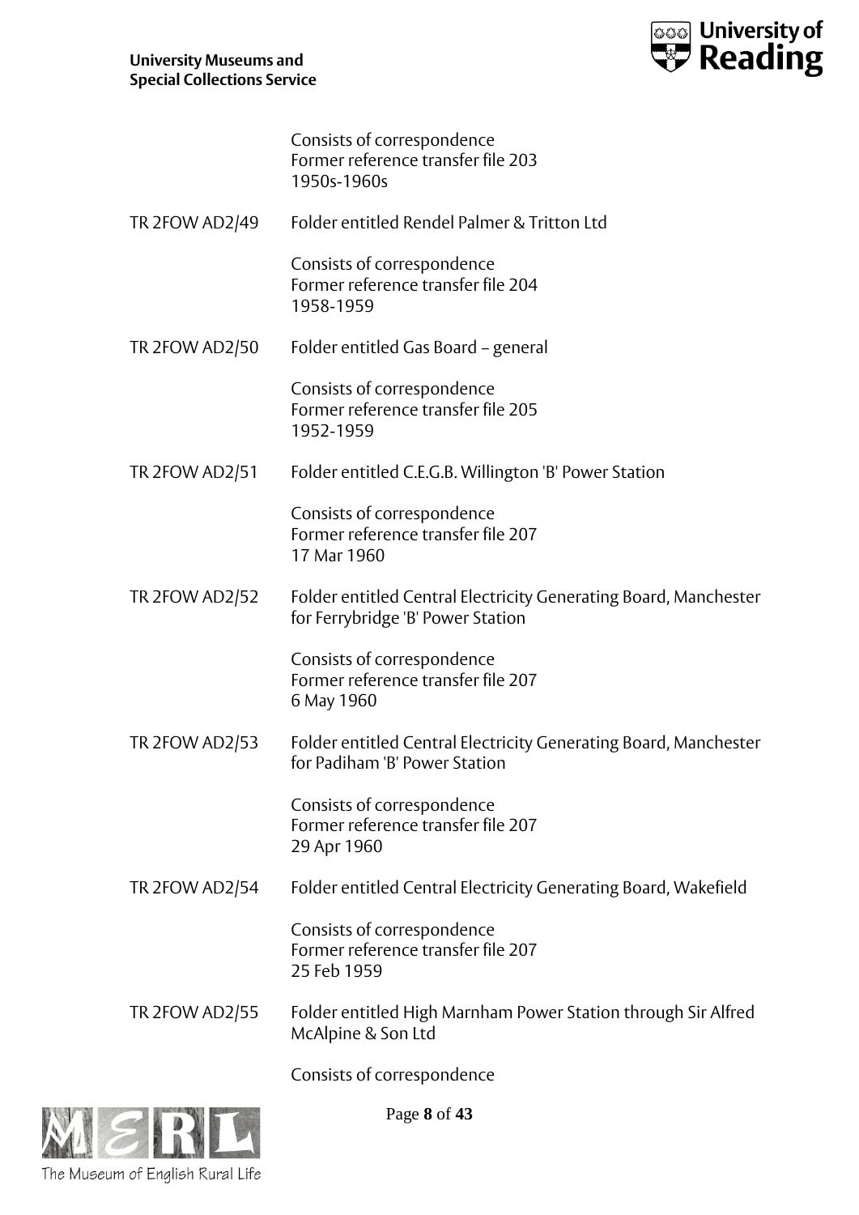Consists of correspondence
Former reference transfer file 203
1950s-1960s

TR 2FOW AD2/49 Folder entitled Rendel Palmer & Tritton Ltd

Consists of correspondence
Former reference transfer file 204
1958-1959

TR 2FOW AD2/50 Folder entitled Gas Board – general

Consists of correspondence
Former reference transfer file 205
1952-1959

TR 2FOW AD2/51 Folder entitled C.E.G.B. Willington 'B' Power Station

Consists of correspondence
Former reference transfer file 207
17 Mar 1960

TR 2FOW AD2/52 Folder entitled Central Electricity Generating Board, Manchester for Ferrybridge 'B' Power Station

Consists of correspondence
Former reference transfer file 207
6 May 1960

TR 2FOW AD2/53 Folder entitled Central Electricity Generating Board, Manchester for Padiham 'B' Power Station

Consists of correspondence
Former reference transfer file 207
29 Apr 1960

TR 2FOW AD2/54 Folder entitled Central Electricity Generating Board, Wakefield

Consists of correspondence
Former reference transfer file 207
25 Feb 1959

TR 2FOW AD2/55 Folder entitled High Marnham Power Station through Sir Alfred McAlpine & Son Ltd

Consists of correspondence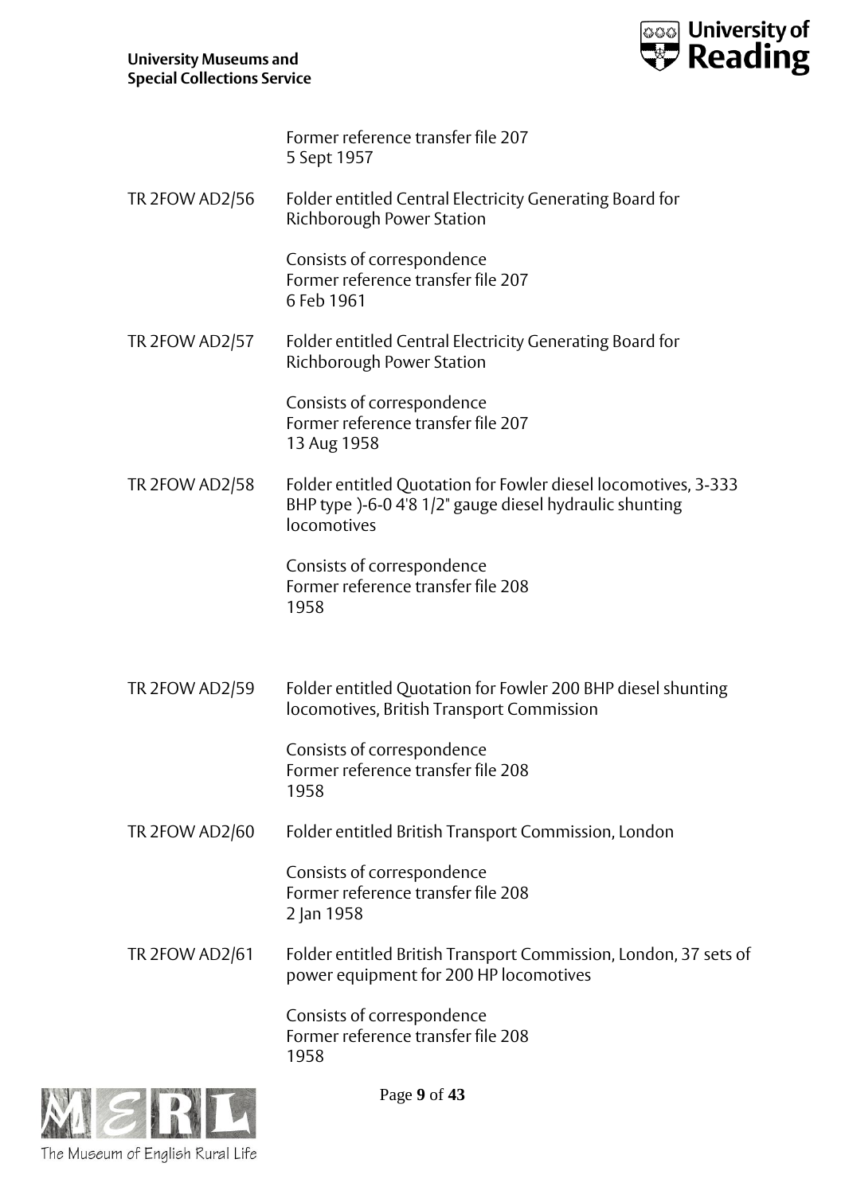Former reference transfer file 207
5 Sept 1957

TR 2FOW AD2/56 Folder entitled Central Electricity Generating Board for Richborough Power Station

Consists of correspondence
Former reference transfer file 207
6 Feb 1961

TR 2FOW AD2/57 Folder entitled Central Electricity Generating Board for Richborough Power Station

Consists of correspondence
Former reference transfer file 207
13 Aug 1958

TR 2FOW AD2/58 Folder entitled Quotation for Fowler diesel locomotives, 3-333 BHP type )-6-0 4'8 1/2" gauge diesel hydraulic shunting locomotives

Consists of correspondence
Former reference transfer file 208
1958

TR 2FOW AD2/59 Folder entitled Quotation for Fowler 200 BHP diesel shunting locomotives, British Transport Commission

Consists of correspondence
Former reference transfer file 208
1958

TR 2FOW AD2/60 Folder entitled British Transport Commission, London

Consists of correspondence
Former reference transfer file 208
2 Jan 1958

TR 2FOW AD2/61 Folder entitled British Transport Commission, London, 37 sets of power equipment for 200 HP locomotives

Consists of correspondence
Former reference transfer file 208
1958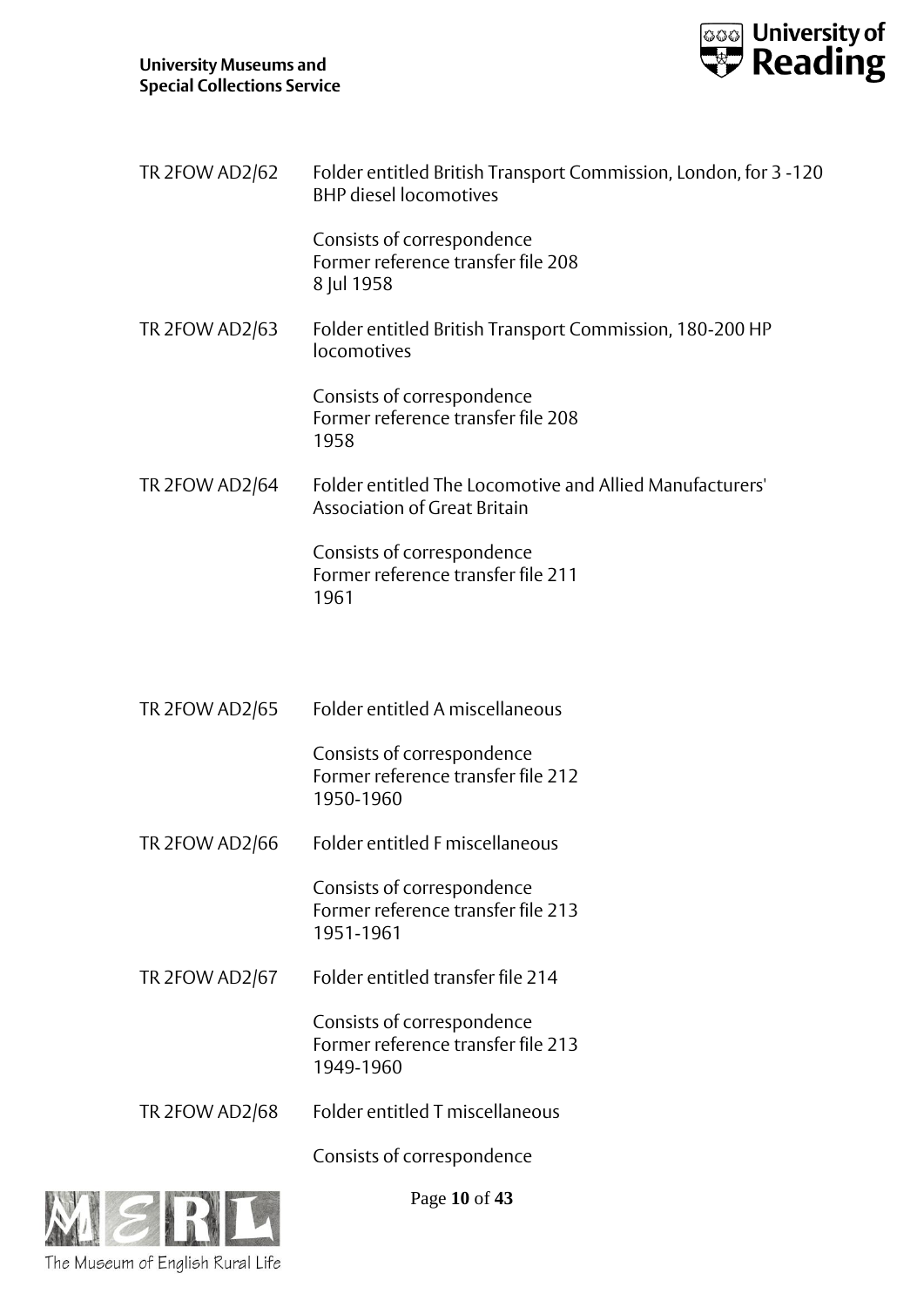TR 2FOW AD2/62 Folder entitled British Transport Commission, London, for 3 -120 BHP diesel locomotives

Consists of correspondence
Former reference transfer file 208
8 Jul 1958

TR 2FOW AD2/63 Folder entitled British Transport Commission, 180-200 HP locomotives

Consists of correspondence
Former reference transfer file 208
1958

TR 2FOW AD2/64 Folder entitled The Locomotive and Allied Manufacturers' Association of Great Britain

Consists of correspondence
Former reference transfer file 211
1961

TR 2FOW AD2/65 Folder entitled A miscellaneous

Consists of correspondence
Former reference transfer file 212
1950-1960

TR 2FOW AD2/66 Folder entitled F miscellaneous

Consists of correspondence
Former reference transfer file 213
1951-1961

TR 2FOW AD2/67 Folder entitled transfer file 214

Consists of correspondence
Former reference transfer file 213
1949-1960

TR 2FOW AD2/68 Folder entitled T miscellaneous

Consists of correspondence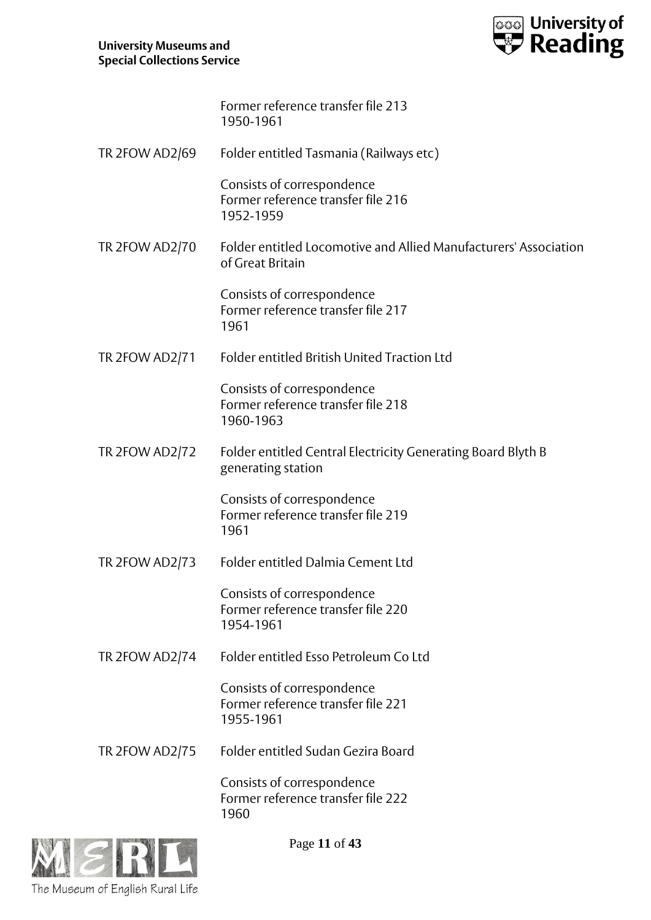Former reference transfer file 213
1950-1961

TR 2FOW AD2/69 Folder entitled Tasmania (Railways etc)

Consists of correspondence
Former reference transfer file 216
1952-1959

TR 2FOW AD2/70 Folder entitled Locomotive and Allied Manufacturers' Association of Great Britain

Consists of correspondence
Former reference transfer file 217
1961

TR 2FOW AD2/71 Folder entitled British United Traction Ltd

Consists of correspondence
Former reference transfer file 218
1960-1963

TR 2FOW AD2/72 Folder entitled Central Electricity Generating Board Blyth B generating station

Consists of correspondence
Former reference transfer file 219
1961

TR 2FOW AD2/73 Folder entitled Dalmia Cement Ltd

Consists of correspondence
Former reference transfer file 220
1954-1961

TR 2FOW AD2/74 Folder entitled Esso Petroleum Co Ltd

Consists of correspondence
Former reference transfer file 221
1955-1961

TR 2FOW AD2/75 Folder entitled Sudan Gezira Board

Consists of correspondence
Former reference transfer file 222
1960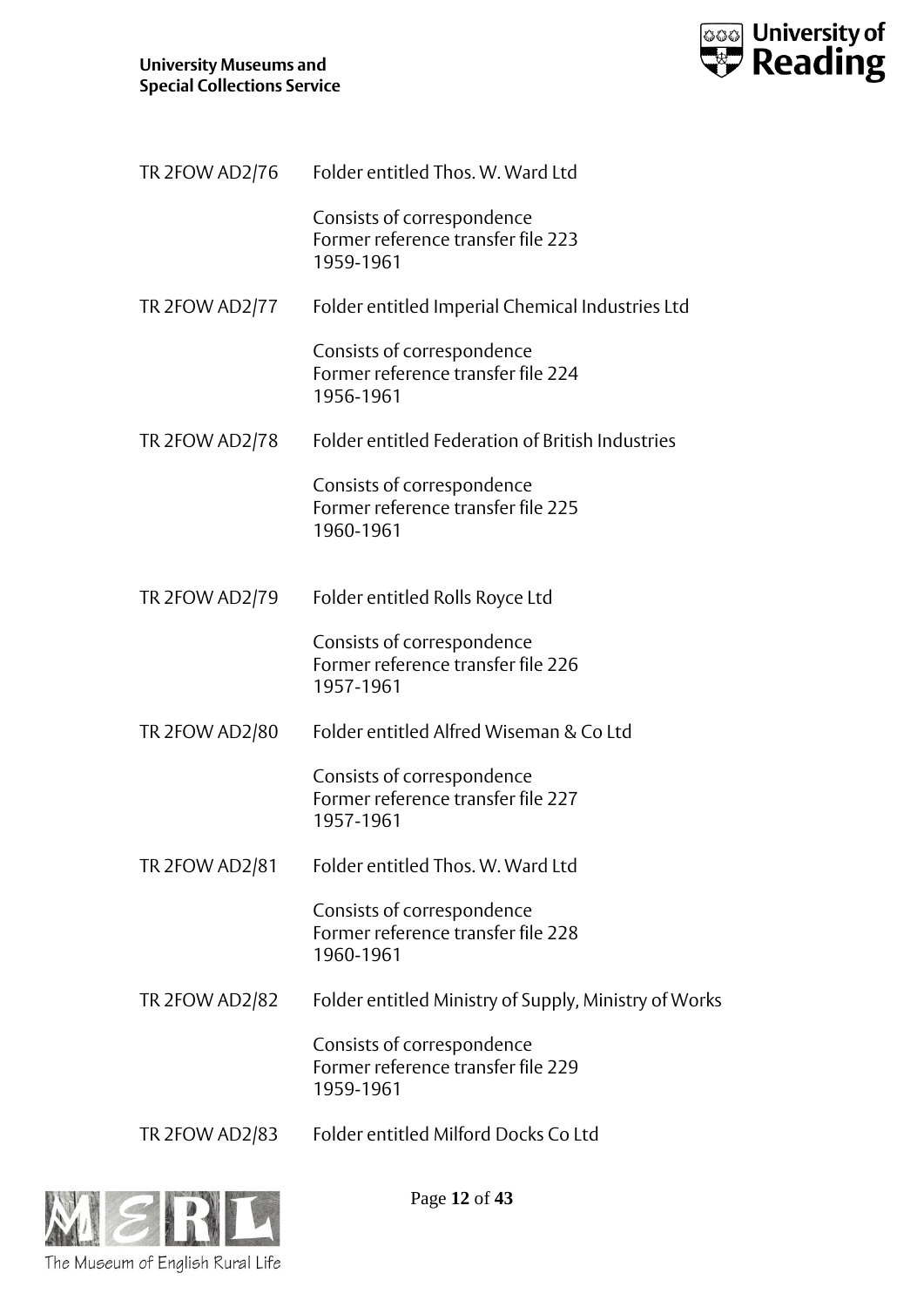TR 2FOW AD2/76 Folder entitled Thos. W. Ward Ltd

Consists of correspondence
Former reference transfer file 223
1959-1961

TR 2FOW AD2/77 Folder entitled Imperial Chemical Industries Ltd

Consists of correspondence
Former reference transfer file 224
1956-1961

TR 2FOW AD2/78 Folder entitled Federation of British Industries

Consists of correspondence
Former reference transfer file 225
1960-1961

TR 2FOW AD2/79 Folder entitled Rolls Royce Ltd

Consists of correspondence
Former reference transfer file 226
1957-1961

TR 2FOW AD2/80 Folder entitled Alfred Wiseman & Co Ltd

Consists of correspondence
Former reference transfer file 227
1957-1961

TR 2FOW AD2/81 Folder entitled Thos. W. Ward Ltd

Consists of correspondence
Former reference transfer file 228
1960-1961

TR 2FOW AD2/82 Folder entitled Ministry of Supply, Ministry of Works

Consists of correspondence
Former reference transfer file 229
1959-1961

TR 2FOW AD2/83 Folder entitled Milford Docks Co Ltd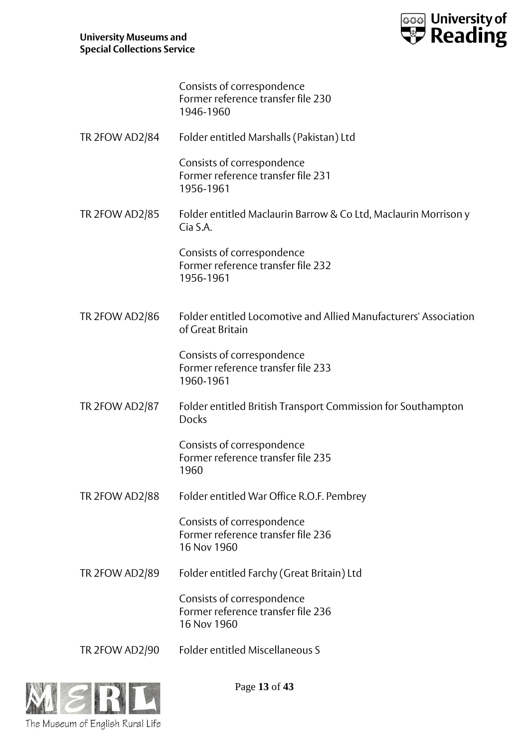Consists of correspondence
Former reference transfer file 230
1946-1960

TR 2FOW AD2/84 Folder entitled Marshalls (Pakistan) Ltd

Consists of correspondence
Former reference transfer file 231
1956-1961

TR 2FOW AD2/85 Folder entitled Maclaurin Barrow & Co Ltd, Maclaurin Morrison y Cia S.A.

Consists of correspondence
Former reference transfer file 232
1956-1961

TR 2FOW AD2/86 Folder entitled Locomotive and Allied Manufacturers' Association of Great Britain

Consists of correspondence
Former reference transfer file 233
1960-1961

TR 2FOW AD2/87 Folder entitled British Transport Commission for Southampton Docks

Consists of correspondence
Former reference transfer file 235
1960

TR 2FOW AD2/88 Folder entitled War Office R.O.F. Pembrey

Consists of correspondence
Former reference transfer file 236
16 Nov 1960

TR 2FOW AD2/89 Folder entitled Farchy (Great Britain) Ltd

Consists of correspondence
Former reference transfer file 236
16 Nov 1960

TR 2FOW AD2/90 Folder entitled Miscellaneous S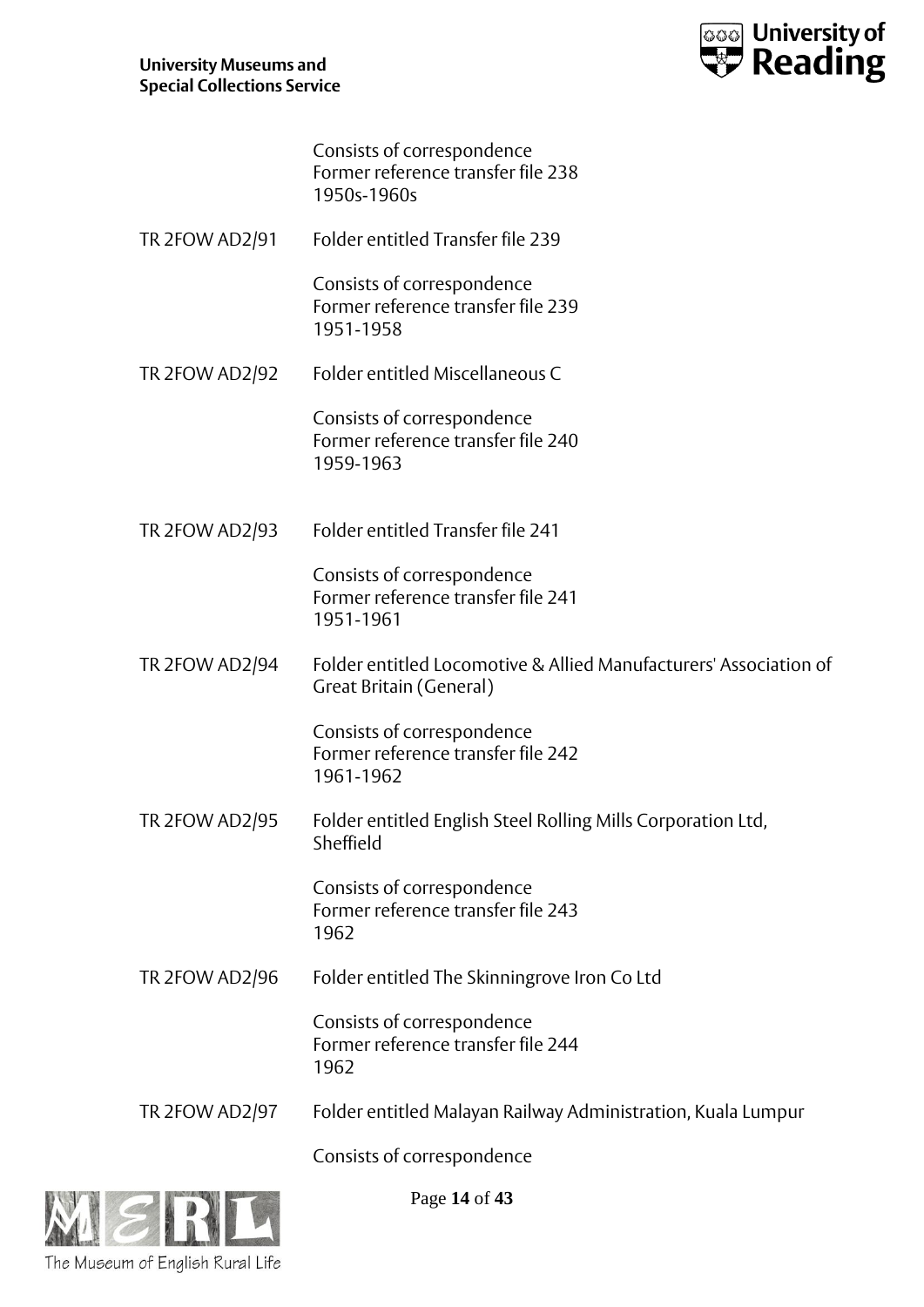Consists of correspondence
Former reference transfer file 238
1950s-1960s

TR 2FOW AD2/91 Folder entitled Transfer file 239

Consists of correspondence
Former reference transfer file 239
1951-1958

TR 2FOW AD2/92 Folder entitled Miscellaneous C

Consists of correspondence
Former reference transfer file 240
1959-1963

TR 2FOW AD2/93 Folder entitled Transfer file 241

Consists of correspondence
Former reference transfer file 241
1951-1961

TR 2FOW AD2/94 Folder entitled Locomotive & Allied Manufacturers' Association of Great Britain (General)

Consists of correspondence
Former reference transfer file 242
1961-1962

TR 2FOW AD2/95 Folder entitled English Steel Rolling Mills Corporation Ltd, Sheffield

Consists of correspondence
Former reference transfer file 243
1962

TR 2FOW AD2/96 Folder entitled The Skinningrove Iron Co Ltd

Consists of correspondence
Former reference transfer file 244
1962

TR 2FOW AD2/97 Folder entitled Malayan Railway Administration, Kuala Lumpur

Consists of correspondence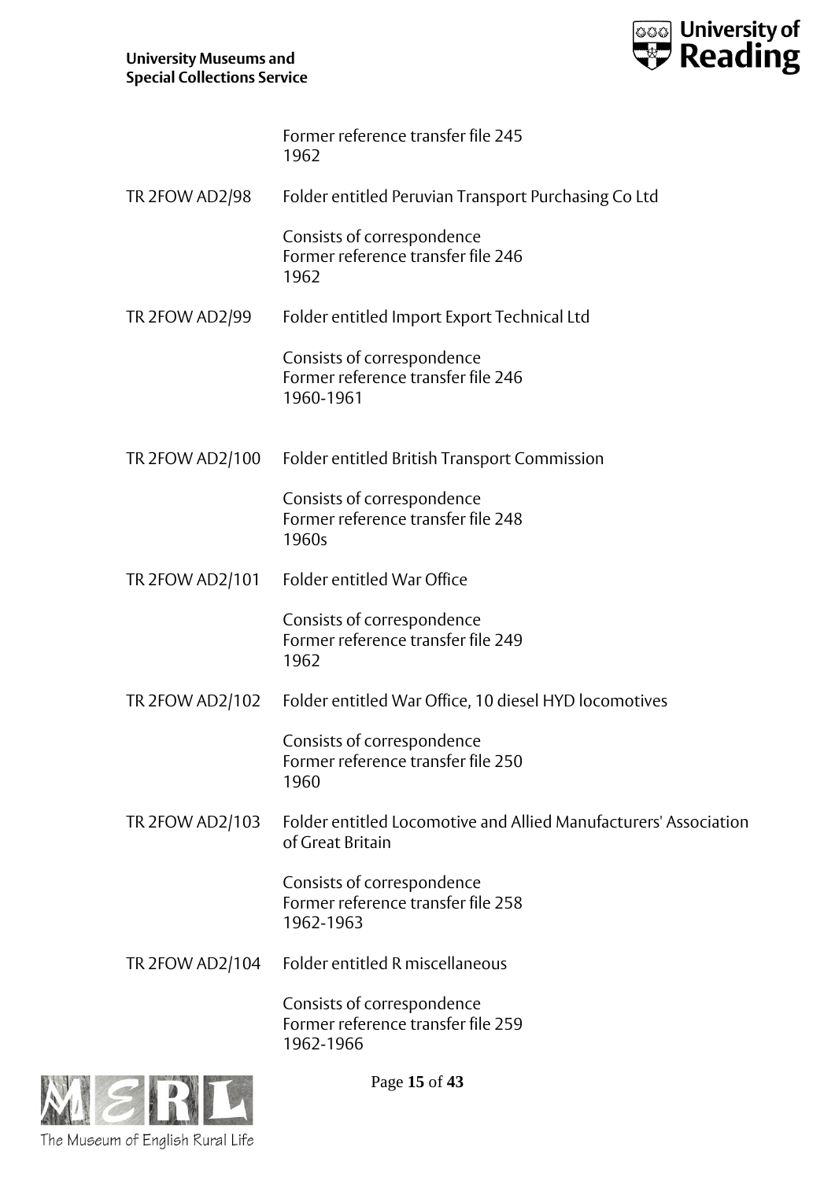Former reference transfer file 245
1962

TR 2FOW AD2/98 Folder entitled Peruvian Transport Purchasing Co Ltd

Consists of correspondence
Former reference transfer file 246
1962

TR 2FOW AD2/99 Folder entitled Import Export Technical Ltd

Consists of correspondence
Former reference transfer file 246
1960-1961

TR 2FOW AD2/100 Folder entitled British Transport Commission

Consists of correspondence
Former reference transfer file 248
1960s

TR 2FOW AD2/101 Folder entitled War Office

Consists of correspondence
Former reference transfer file 249
1962

TR 2FOW AD2/102 Folder entitled War Office, 10 diesel HYD locomotives

Consists of correspondence
Former reference transfer file 250
1960

TR 2FOW AD2/103 Folder entitled Locomotive and Allied Manufacturers' Association of Great Britain

Consists of correspondence
Former reference transfer file 258
1962-1963

TR 2FOW AD2/104 Folder entitled R miscellaneous

Consists of correspondence
Former reference transfer file 259
1962-1966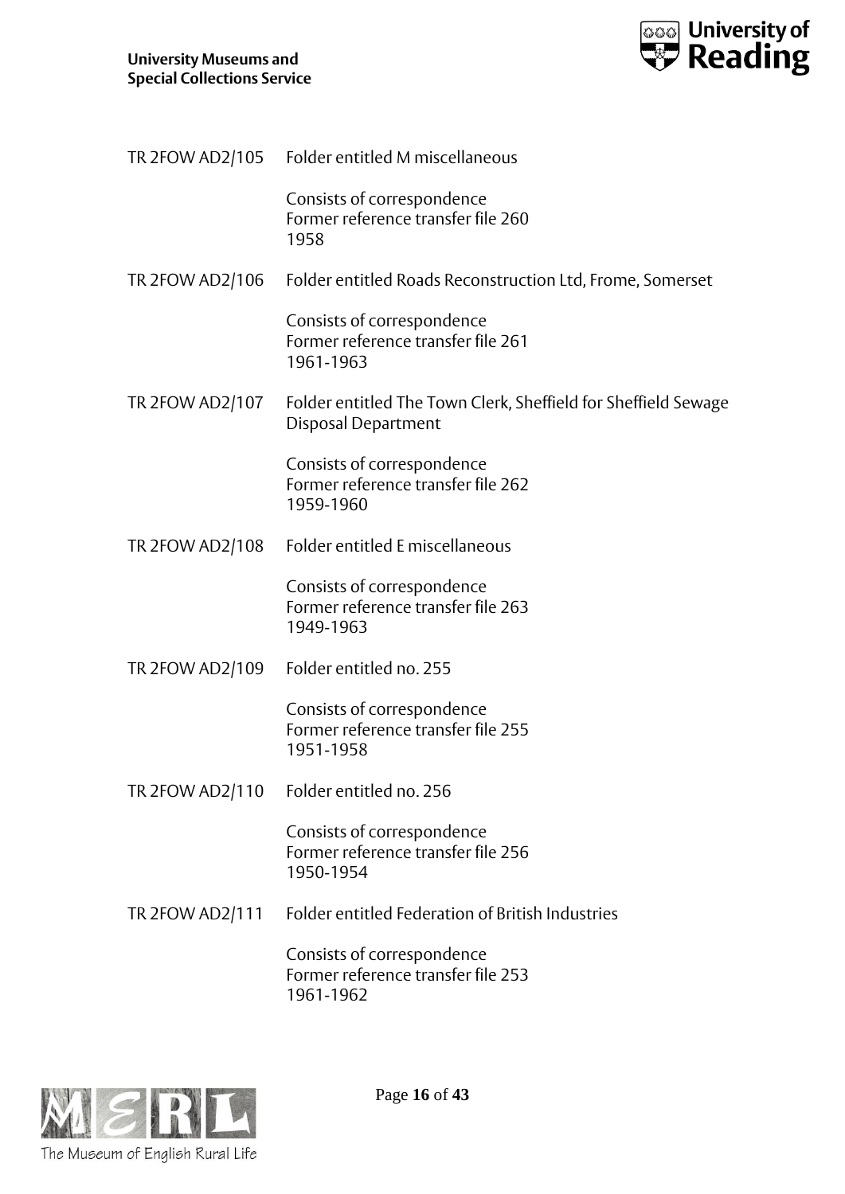TR 2FOW AD2/105 Folder entitled M miscellaneous

Consists of correspondence
Former reference transfer file 260
1958

TR 2FOW AD2/106 Folder entitled Roads Reconstruction Ltd, Frome, Somerset

Consists of correspondence
Former reference transfer file 261
1961-1963

TR 2FOW AD2/107 Folder entitled The Town Clerk, Sheffield for Sheffield Sewage Disposal Department

Consists of correspondence
Former reference transfer file 262
1959-1960

TR 2FOW AD2/108 Folder entitled E miscellaneous

Consists of correspondence
Former reference transfer file 263
1949-1963

TR 2FOW AD2/109 Folder entitled no. 255

Consists of correspondence
Former reference transfer file 255
1951-1958

TR 2FOW AD2/110 Folder entitled no. 256

Consists of correspondence
Former reference transfer file 256
1950-1954

TR 2FOW AD2/111 Folder entitled Federation of British Industries

Consists of correspondence
Former reference transfer file 253
1961-1962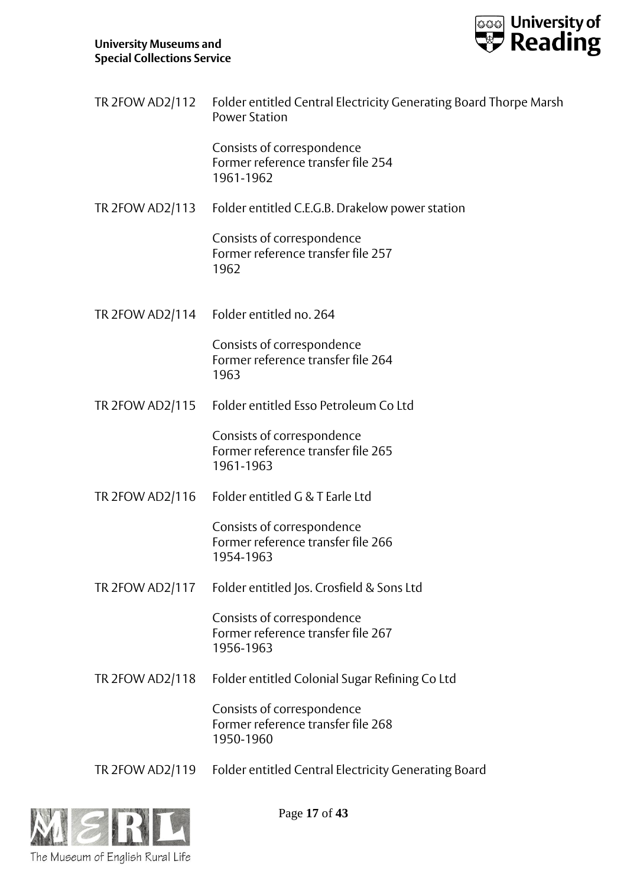TR 2FOW AD2/112 Folder entitled Central Electricity Generating Board Thorpe Marsh Power Station

Consists of correspondence
Former reference transfer file 254
1961-1962

TR 2FOW AD2/113 Folder entitled C.E.G.B. Drakelow power station

Consists of correspondence
Former reference transfer file 257
1962

TR 2FOW AD2/114 Folder entitled no. 264

Consists of correspondence
Former reference transfer file 264
1963

TR 2FOW AD2/115 Folder entitled Esso Petroleum Co Ltd

Consists of correspondence
Former reference transfer file 265
1961-1963

TR 2FOW AD2/116 Folder entitled G & T Earle Ltd

Consists of correspondence
Former reference transfer file 266
1954-1963

TR 2FOW AD2/117 Folder entitled Jos. Crosfield & Sons Ltd

Consists of correspondence
Former reference transfer file 267
1956-1963

TR 2FOW AD2/118 Folder entitled Colonial Sugar Refining Co Ltd

Consists of correspondence
Former reference transfer file 268
1950-1960

TR 2FOW AD2/119 Folder entitled Central Electricity Generating Board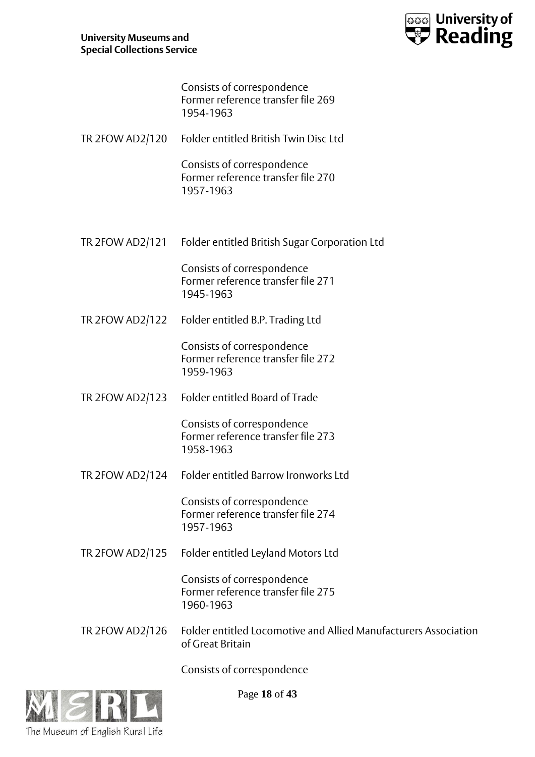Consists of correspondence
Former reference transfer file 269
1954-1963

TR 2FOW AD2/120 Folder entitled British Twin Disc Ltd

Consists of correspondence
Former reference transfer file 270
1957-1963

TR 2FOW AD2/121 Folder entitled British Sugar Corporation Ltd

Consists of correspondence
Former reference transfer file 271
1945-1963

TR 2FOW AD2/122 Folder entitled B.P. Trading Ltd

Consists of correspondence
Former reference transfer file 272
1959-1963

TR 2FOW AD2/123 Folder entitled Board of Trade

Consists of correspondence
Former reference transfer file 273
1958-1963

TR 2FOW AD2/124 Folder entitled Barrow Ironworks Ltd

Consists of correspondence
Former reference transfer file 274
1957-1963

TR 2FOW AD2/125 Folder entitled Leyland Motors Ltd

Consists of correspondence
Former reference transfer file 275
1960-1963

TR 2FOW AD2/126 Folder entitled Locomotive and Allied Manufacturers Association of Great Britain

Consists of correspondence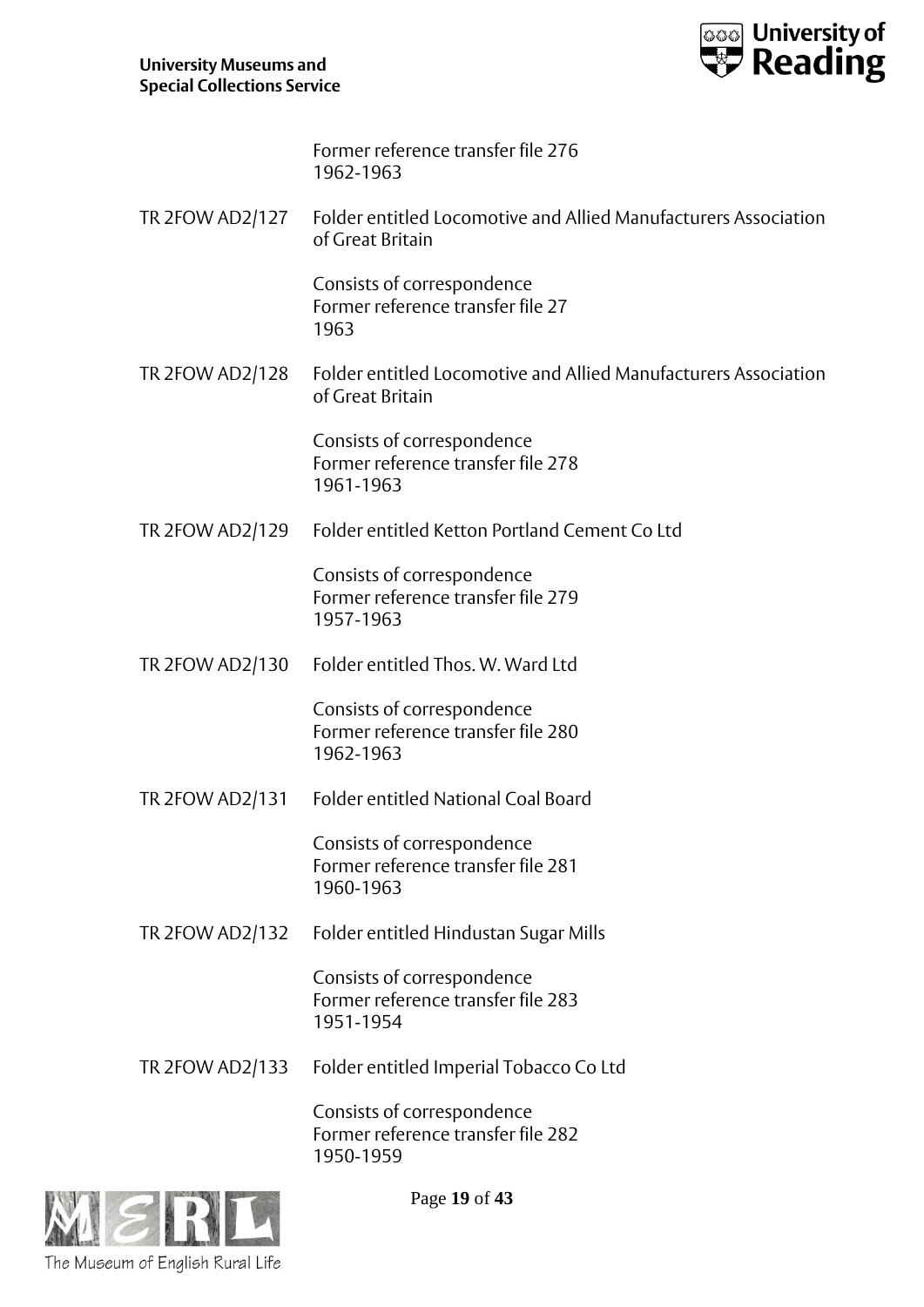Former reference transfer file 276
1962-1963

TR 2FOW AD2/127 Folder entitled Locomotive and Allied Manufacturers Association of Great Britain

Consists of correspondence
Former reference transfer file 27
1963

TR 2FOW AD2/128 Folder entitled Locomotive and Allied Manufacturers Association of Great Britain

Consists of correspondence
Former reference transfer file 278
1961-1963

TR 2FOW AD2/129 Folder entitled Ketton Portland Cement Co Ltd

Consists of correspondence
Former reference transfer file 279
1957-1963

TR 2FOW AD2/130 Folder entitled Thos. W. Ward Ltd

Consists of correspondence
Former reference transfer file 280
1962-1963

TR 2FOW AD2/131 Folder entitled National Coal Board

Consists of correspondence
Former reference transfer file 281
1960-1963

TR 2FOW AD2/132 Folder entitled Hindustan Sugar Mills

Consists of correspondence
Former reference transfer file 283
1951-1954

TR 2FOW AD2/133 Folder entitled Imperial Tobacco Co Ltd

Consists of correspondence
Former reference transfer file 282
1950-1959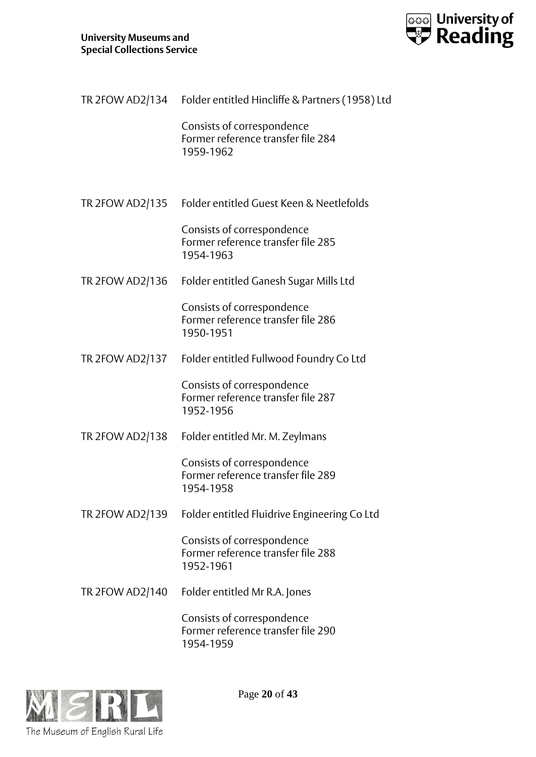TR 2FOW AD2/134 Folder entitled Hincliffe & Partners (1958) Ltd

Consists of correspondence
Former reference transfer file 284
1959-1962

TR 2FOW AD2/135 Folder entitled Guest Keen & Neetlefolds

Consists of correspondence
Former reference transfer file 285
1954-1963

TR 2FOW AD2/136 Folder entitled Ganesh Sugar Mills Ltd

Consists of correspondence
Former reference transfer file 286
1950-1951

TR 2FOW AD2/137 Folder entitled Fullwood Foundry Co Ltd

Consists of correspondence
Former reference transfer file 287
1952-1956

TR 2FOW AD2/138 Folder entitled Mr. M. Zeylmans

Consists of correspondence
Former reference transfer file 289
1954-1958

TR 2FOW AD2/139 Folder entitled Fluidrive Engineering Co Ltd

Consists of correspondence
Former reference transfer file 288
1952-1961

TR 2FOW AD2/140 Folder entitled Mr R.A. Jones

Consists of correspondence
Former reference transfer file 290
1954-1959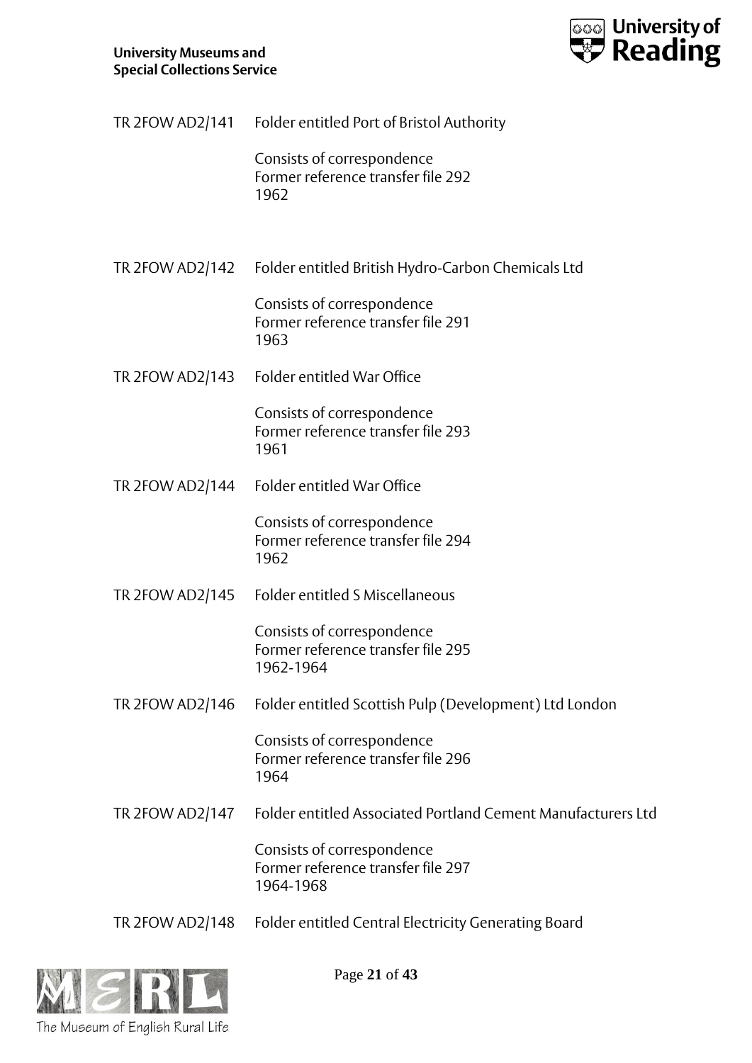TR 2FOW AD2/141 Folder entitled Port of Bristol Authority

Consists of correspondence
Former reference transfer file 292
1962

TR 2FOW AD2/142 Folder entitled British Hydro-Carbon Chemicals Ltd

Consists of correspondence
Former reference transfer file 291
1963

TR 2FOW AD2/143 Folder entitled War Office

Consists of correspondence
Former reference transfer file 293
1961

TR 2FOW AD2/144 Folder entitled War Office

Consists of correspondence
Former reference transfer file 294
1962

TR 2FOW AD2/145 Folder entitled S Miscellaneous

Consists of correspondence
Former reference transfer file 295
1962-1964

TR 2FOW AD2/146 Folder entitled Scottish Pulp (Development) Ltd London

Consists of correspondence
Former reference transfer file 296
1964

TR 2FOW AD2/147 Folder entitled Associated Portland Cement Manufacturers Ltd

Consists of correspondence
Former reference transfer file 297
1964-1968

TR 2FOW AD2/148 Folder entitled Central Electricity Generating Board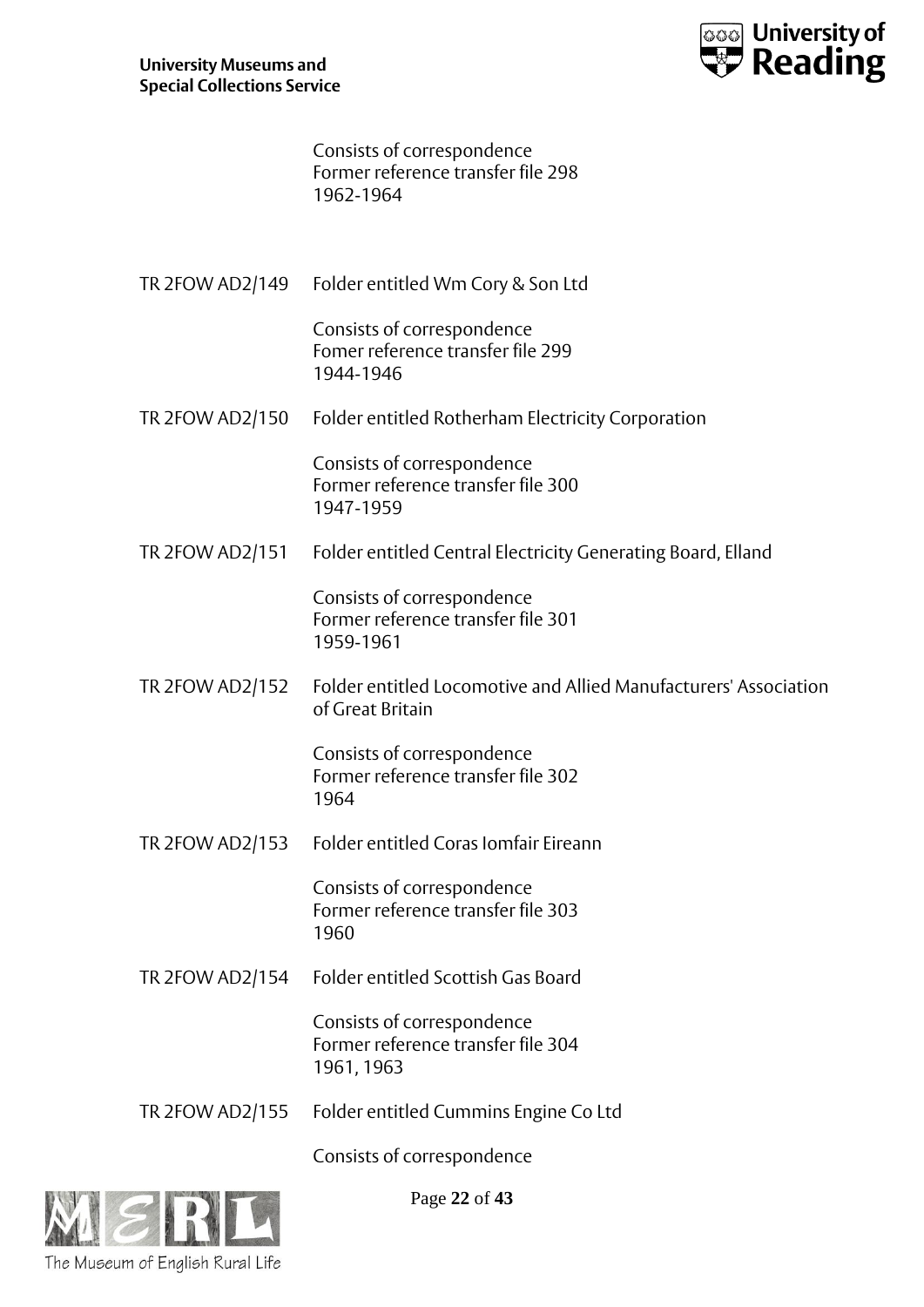Consists of correspondence
Former reference transfer file 298
1962-1964

TR 2FOW AD2/149 Folder entitled Wm Cory & Son Ltd

Consists of correspondence
Fomer reference transfer file 299
1944-1946

TR 2FOW AD2/150 Folder entitled Rotherham Electricity Corporation

Consists of correspondence
Former reference transfer file 300
1947-1959

TR 2FOW AD2/151 Folder entitled Central Electricity Generating Board, Elland

Consists of correspondence
Former reference transfer file 301
1959-1961

TR 2FOW AD2/152 Folder entitled Locomotive and Allied Manufacturers' Association of Great Britain

Consists of correspondence
Former reference transfer file 302
1964

TR 2FOW AD2/153 Folder entitled Coras Iomfair Eireann

Consists of correspondence
Former reference transfer file 303
1960

TR 2FOW AD2/154 Folder entitled Scottish Gas Board

Consists of correspondence
Former reference transfer file 304
1961, 1963

TR 2FOW AD2/155 Folder entitled Cummins Engine Co Ltd

Consists of correspondence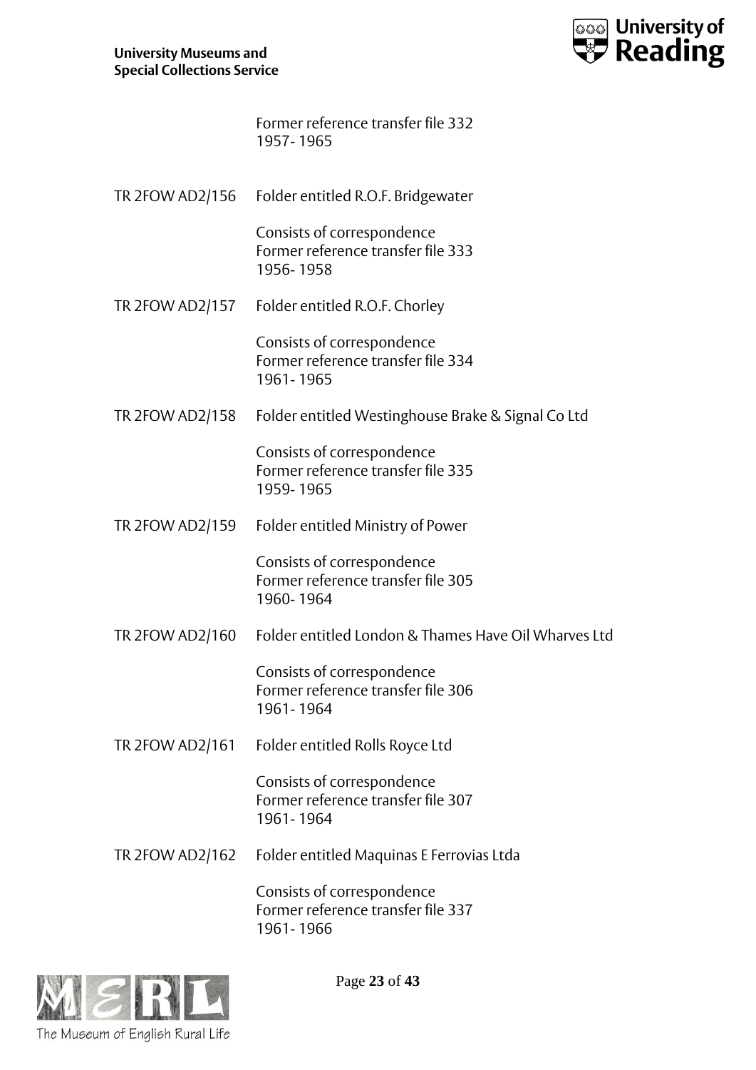Former reference transfer file 332
1957- 1965

TR 2FOW AD2/156 Folder entitled R.O.F. Bridgewater

Consists of correspondence
Former reference transfer file 333
1956- 1958

TR 2FOW AD2/157 Folder entitled R.O.F. Chorley

Consists of correspondence
Former reference transfer file 334
1961- 1965

TR 2FOW AD2/158 Folder entitled Westinghouse Brake & Signal Co Ltd

Consists of correspondence
Former reference transfer file 335
1959- 1965

TR 2FOW AD2/159 Folder entitled Ministry of Power

Consists of correspondence
Former reference transfer file 305
1960- 1964

TR 2FOW AD2/160 Folder entitled London & Thames Have Oil Wharves Ltd

Consists of correspondence
Former reference transfer file 306
1961- 1964

TR 2FOW AD2/161 Folder entitled Rolls Royce Ltd

Consists of correspondence
Former reference transfer file 307
1961- 1964

TR 2FOW AD2/162 Folder entitled Maquinas E Ferrovias Ltda

Consists of correspondence
Former reference transfer file 337
1961- 1966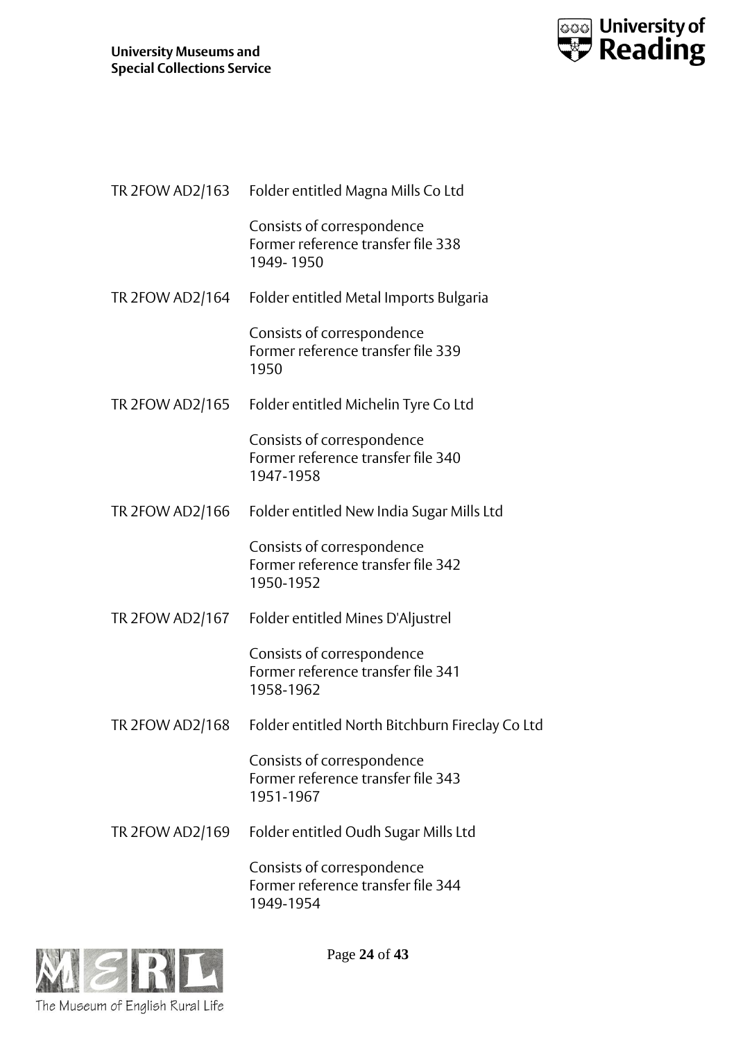TR 2FOW AD2/163 Folder entitled Magna Mills Co Ltd

Consists of correspondence
Former reference transfer file 338
1949- 1950

TR 2FOW AD2/164 Folder entitled Metal Imports Bulgaria

Consists of correspondence
Former reference transfer file 339
1950

TR 2FOW AD2/165 Folder entitled Michelin Tyre Co Ltd

Consists of correspondence
Former reference transfer file 340
1947-1958

TR 2FOW AD2/166 Folder entitled New India Sugar Mills Ltd

Consists of correspondence
Former reference transfer file 342
1950-1952

TR 2FOW AD2/167 Folder entitled Mines D'Aljustrel

Consists of correspondence
Former reference transfer file 341
1958-1962

TR 2FOW AD2/168 Folder entitled North Bitchburn Fireclay Co Ltd

Consists of correspondence
Former reference transfer file 343
1951-1967

TR 2FOW AD2/169 Folder entitled Oudh Sugar Mills Ltd

Consists of correspondence
Former reference transfer file 344
1949-1954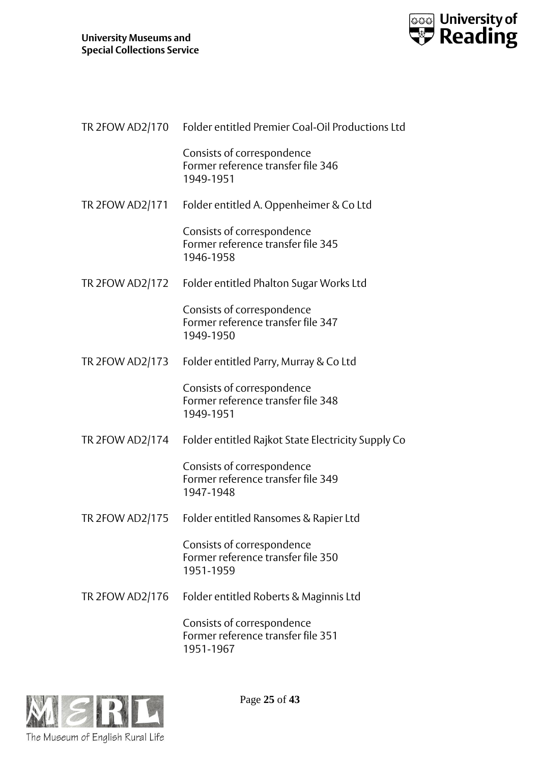TR 2FOW AD2/170 Folder entitled Premier Coal-Oil Productions Ltd

Consists of correspondence
Former reference transfer file 346
1949-1951

TR 2FOW AD2/171 Folder entitled A. Oppenheimer & Co Ltd

Consists of correspondence
Former reference transfer file 345
1946-1958

TR 2FOW AD2/172 Folder entitled Phalton Sugar Works Ltd

Consists of correspondence
Former reference transfer file 347
1949-1950

TR 2FOW AD2/173 Folder entitled Parry, Murray & Co Ltd

Consists of correspondence
Former reference transfer file 348
1949-1951

TR 2FOW AD2/174 Folder entitled Rajkot State Electricity Supply Co

Consists of correspondence
Former reference transfer file 349
1947-1948

TR 2FOW AD2/175 Folder entitled Ransomes & Rapier Ltd

Consists of correspondence
Former reference transfer file 350
1951-1959

TR 2FOW AD2/176 Folder entitled Roberts & Maginnis Ltd

Consists of correspondence
Former reference transfer file 351
1951-1967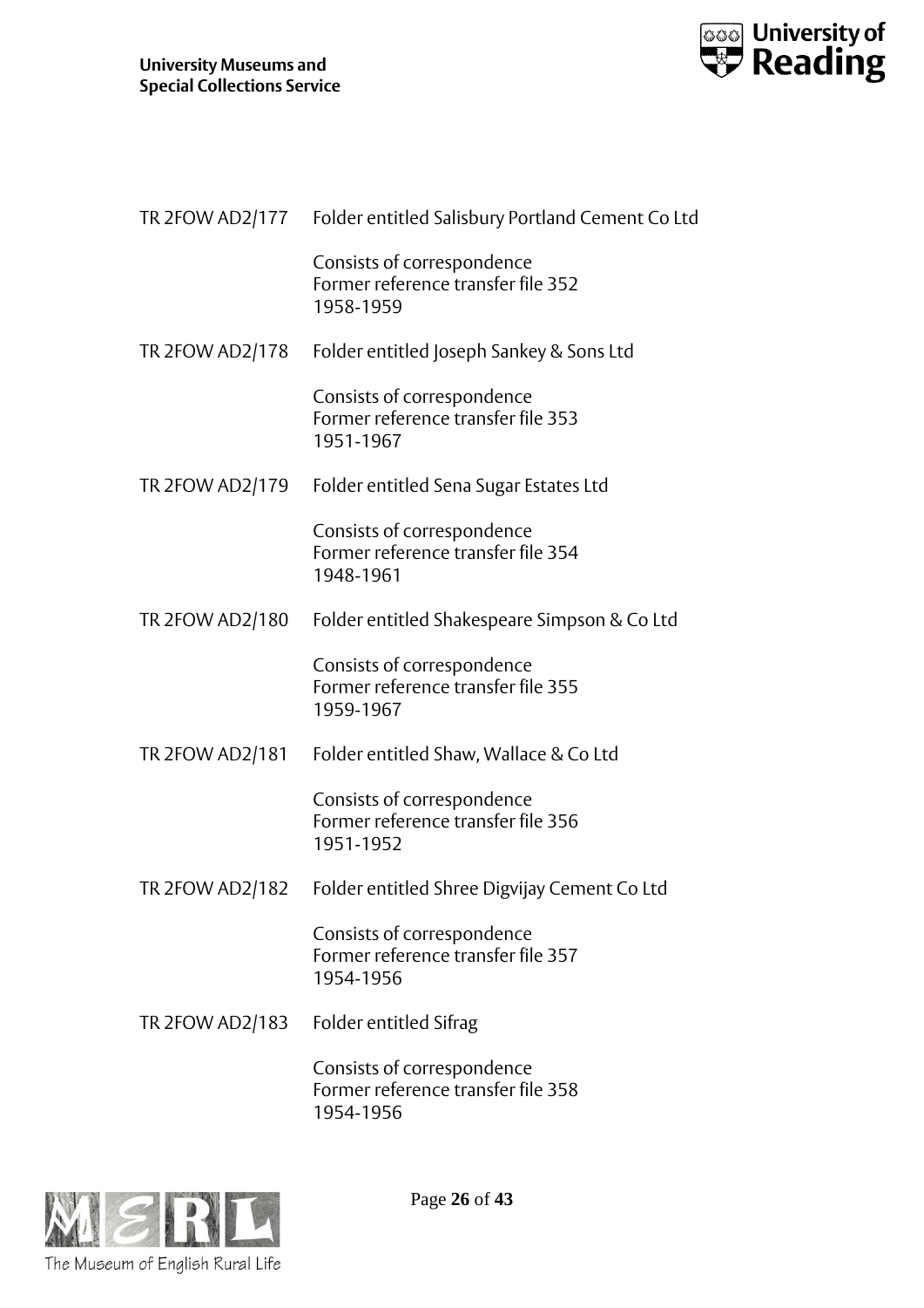TR 2FOW AD2/177 Folder entitled Salisbury Portland Cement Co Ltd

Consists of correspondence
Former reference transfer file 352
1958-1959

TR 2FOW AD2/178 Folder entitled Joseph Sankey & Sons Ltd

Consists of correspondence
Former reference transfer file 353
1951-1967

TR 2FOW AD2/179 Folder entitled Sena Sugar Estates Ltd

Consists of correspondence
Former reference transfer file 354
1948-1961

TR 2FOW AD2/180 Folder entitled Shakespeare Simpson & Co Ltd

Consists of correspondence
Former reference transfer file 355
1959-1967

TR 2FOW AD2/181 Folder entitled Shaw, Wallace & Co Ltd

Consists of correspondence
Former reference transfer file 356
1951-1952

TR 2FOW AD2/182 Folder entitled Shree Digvijay Cement Co Ltd

Consists of correspondence
Former reference transfer file 357
1954-1956

TR 2FOW AD2/183 Folder entitled Sifrag

Consists of correspondence
Former reference transfer file 358
1954-1956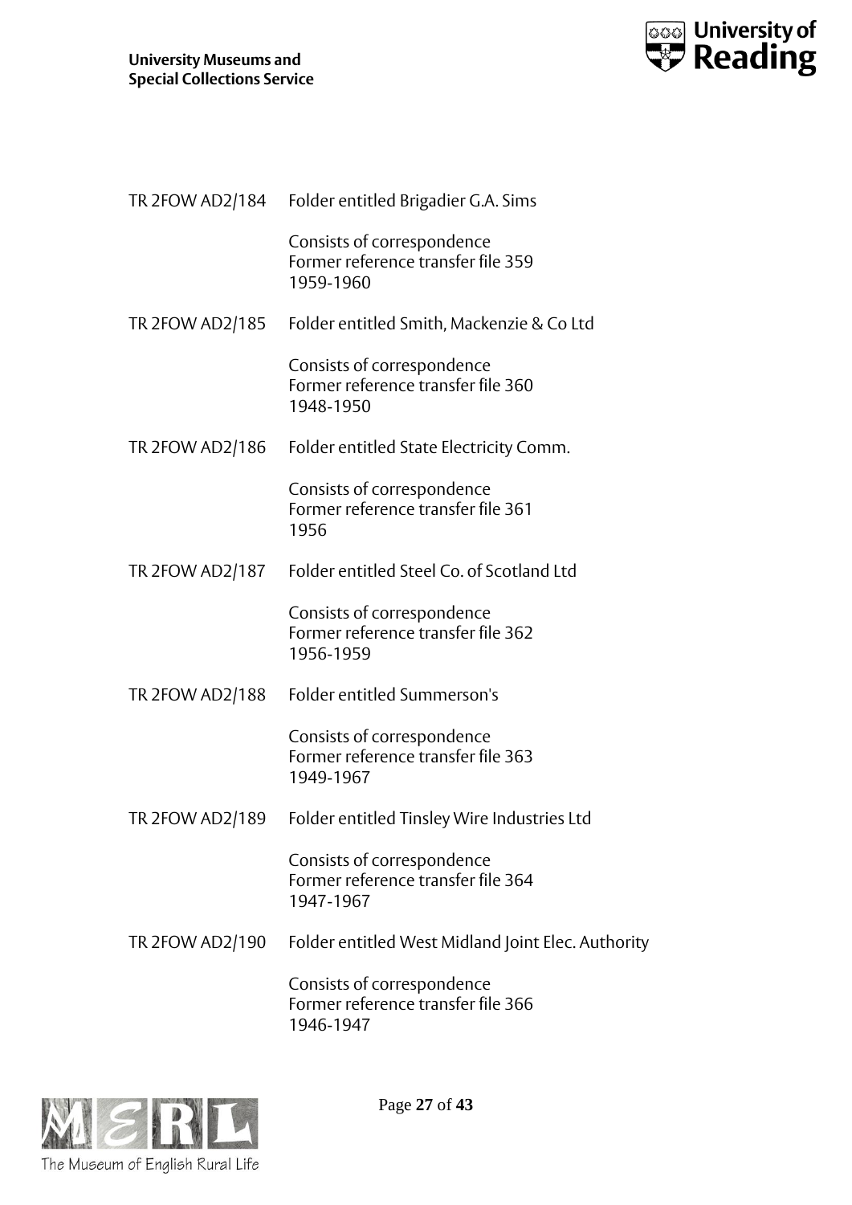TR 2FOW AD2/184 Folder entitled Brigadier G.A. Sims

Consists of correspondence
Former reference transfer file 359
1959-1960

TR 2FOW AD2/185 Folder entitled Smith, Mackenzie & Co Ltd

Consists of correspondence
Former reference transfer file 360
1948-1950

TR 2FOW AD2/186 Folder entitled State Electricity Comm.

Consists of correspondence
Former reference transfer file 361
1956

TR 2FOW AD2/187 Folder entitled Steel Co. of Scotland Ltd

Consists of correspondence
Former reference transfer file 362
1956-1959

TR 2FOW AD2/188 Folder entitled Summerson's

Consists of correspondence
Former reference transfer file 363
1949-1967

TR 2FOW AD2/189 Folder entitled Tinsley Wire Industries Ltd

Consists of correspondence
Former reference transfer file 364
1947-1967

TR 2FOW AD2/190 Folder entitled West Midland Joint Elec. Authority

Consists of correspondence
Former reference transfer file 366
1946-1947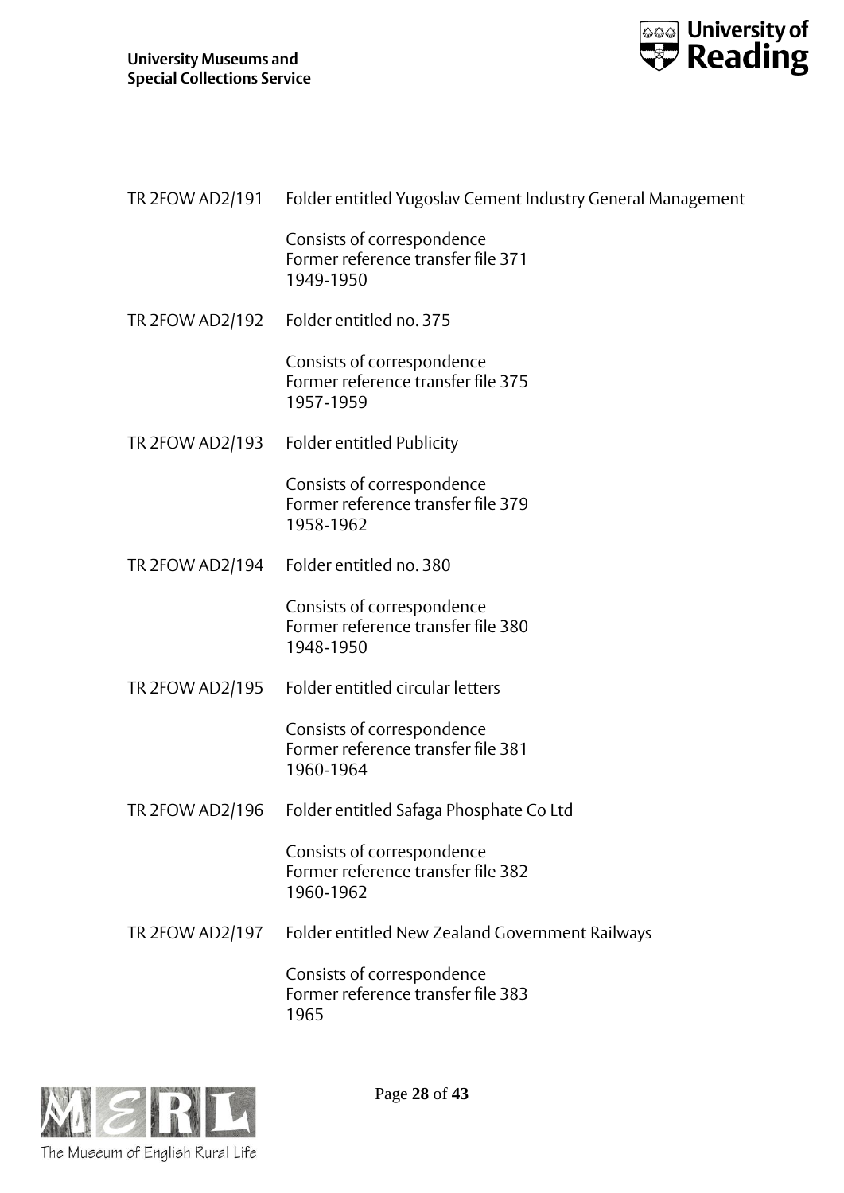TR 2FOW AD2/191 Folder entitled Yugoslav Cement Industry General Management

Consists of correspondence
Former reference transfer file 371
1949-1950

TR 2FOW AD2/192 Folder entitled no. 375

Consists of correspondence
Former reference transfer file 375
1957-1959

TR 2FOW AD2/193 Folder entitled Publicity

Consists of correspondence
Former reference transfer file 379
1958-1962

TR 2FOW AD2/194 Folder entitled no. 380

Consists of correspondence
Former reference transfer file 380
1948-1950

TR 2FOW AD2/195 Folder entitled circular letters

Consists of correspondence
Former reference transfer file 381
1960-1964

TR 2FOW AD2/196 Folder entitled Safaga Phosphate Co Ltd

Consists of correspondence
Former reference transfer file 382
1960-1962

TR 2FOW AD2/197 Folder entitled New Zealand Government Railways

Consists of correspondence
Former reference transfer file 383
1965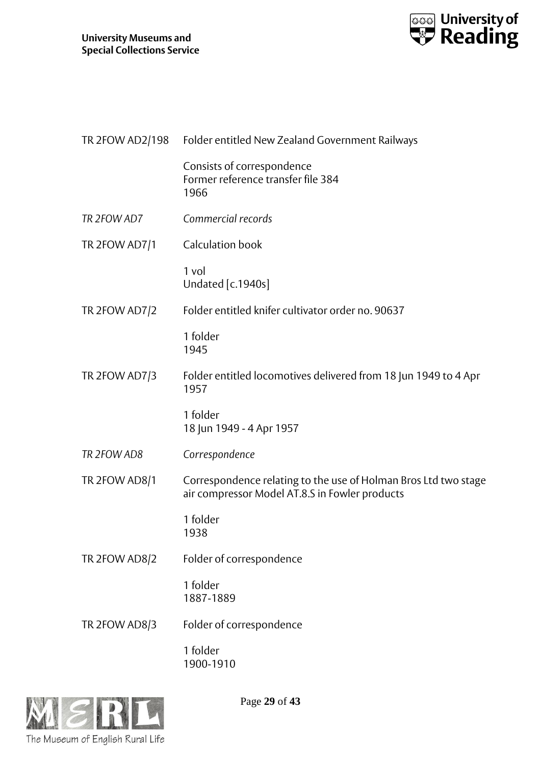| | |
|---|---|
| TR 2FOW AD2/198 | Folder entitled New Zealand Government Railways<br><br>Consists of correspondence<br>Former reference transfer file 384<br>1966 |
| *TR 2FOW AD7* | *Commercial records* |
| TR 2FOW AD7/1 | Calculation book<br><br>1 vol<br>Undated [c.1940s] |
| TR 2FOW AD7/2 | Folder entitled knifer cultivator order no. 90637<br><br>1 folder<br>1945 |
| TR 2FOW AD7/3 | Folder entitled locomotives delivered from 18 Jun 1949 to 4 Apr 1957<br><br>1 folder<br>18 Jun 1949 - 4 Apr 1957 |
| *TR 2FOW AD8* | *Correspondence* |
| TR 2FOW AD8/1 | Correspondence relating to the use of Holman Bros Ltd two stage air compressor Model AT.8.S in Fowler products<br><br>1 folder<br>1938 |
| TR 2FOW AD8/2 | Folder of correspondence<br><br>1 folder<br>1887-1889 |
| TR 2FOW AD8/3 | Folder of correspondence<br><br>1 folder<br>1900-1910 |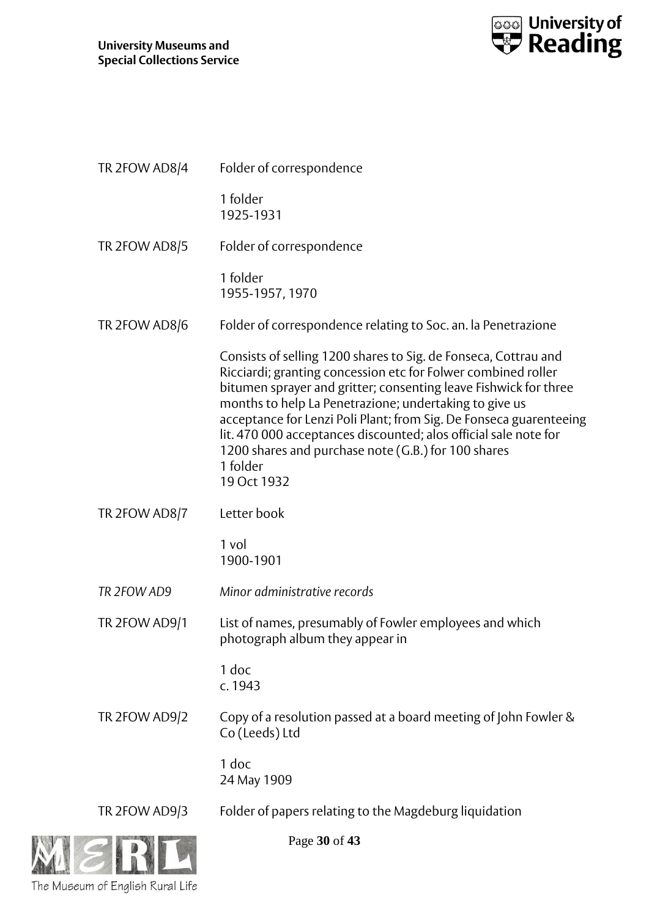TR 2FOW AD8/4 Folder of correspondence

1 folder
1925-1931

TR 2FOW AD8/5 Folder of correspondence

1 folder
1955-1957, 1970

TR 2FOW AD8/6 Folder of correspondence relating to Soc. an. la Penetrazione

Consists of selling 1200 shares to Sig. de Fonseca, Cottrau and Ricciardi; granting concession etc for Folwer combined roller bitumen sprayer and gritter; consenting leave Fishwick for three months to help La Penetrazione; undertaking to give us acceptance for Lenzi Poli Plant; from Sig. De Fonseca guarenteeing lit. 470 000 acceptances discounted; alos official sale note for 1200 shares and purchase note (G.B.) for 100 shares
1 folder
19 Oct 1932

TR 2FOW AD8/7 Letter book

1 vol
1900-1901

*TR 2FOW AD9 Minor administrative records*

TR 2FOW AD9/1 List of names, presumably of Fowler employees and which photograph album they appear in

1 doc
c. 1943

TR 2FOW AD9/2 Copy of a resolution passed at a board meeting of John Fowler & Co (Leeds) Ltd

1 doc
24 May 1909

TR 2FOW AD9/3 Folder of papers relating to the Magdeburg liquidation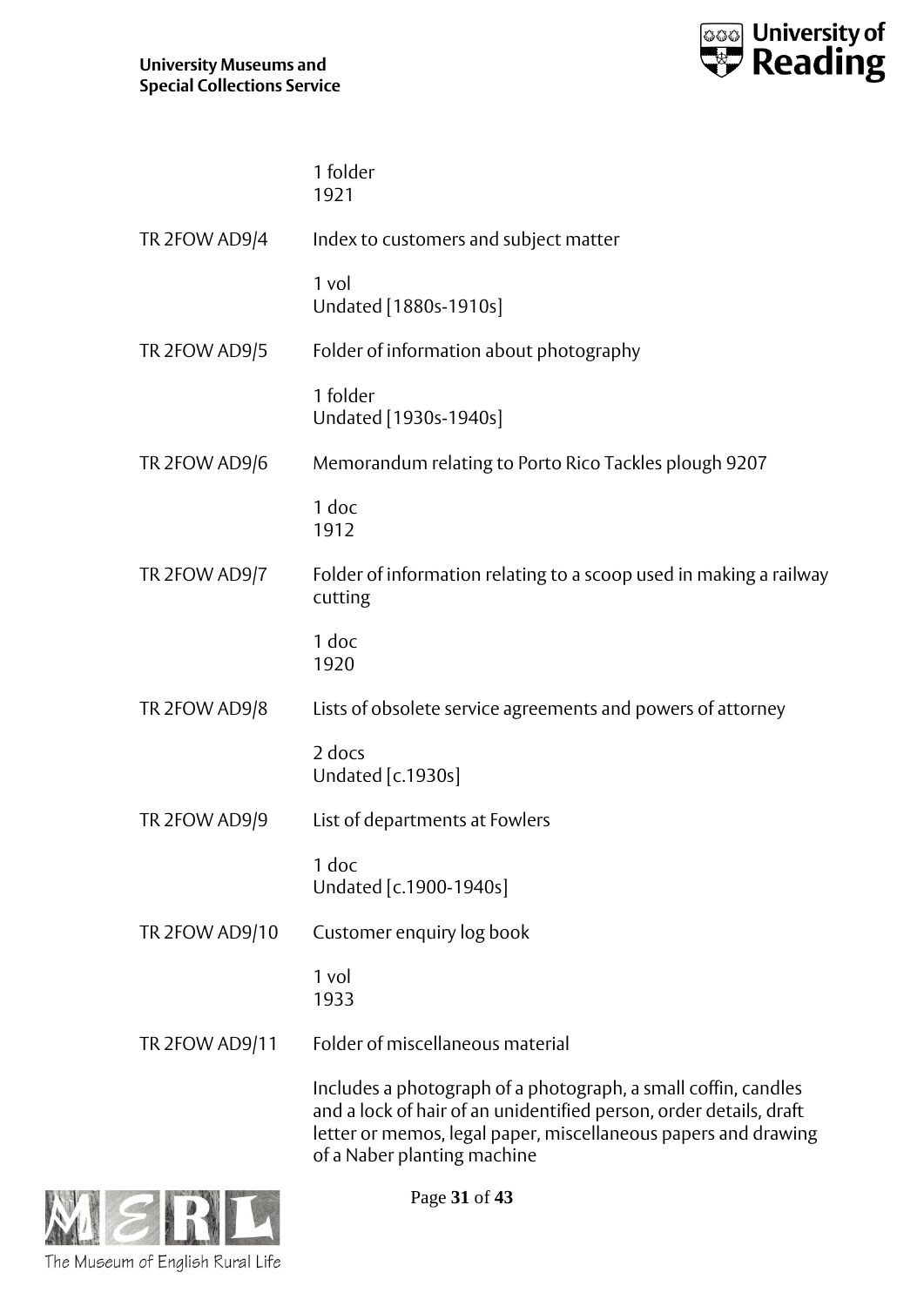1 folder
1921

TR 2FOW AD9/4 Index to customers and subject matter

1 vol
Undated [1880s-1910s]

TR 2FOW AD9/5 Folder of information about photography

1 folder
Undated [1930s-1940s]

TR 2FOW AD9/6 Memorandum relating to Porto Rico Tackles plough 9207

1 doc
1912

TR 2FOW AD9/7 Folder of information relating to a scoop used in making a railway cutting

1 doc
1920

TR 2FOW AD9/8 Lists of obsolete service agreements and powers of attorney

2 docs
Undated [c.1930s]

TR 2FOW AD9/9 List of departments at Fowlers

1 doc
Undated [c.1900-1940s]

TR 2FOW AD9/10 Customer enquiry log book

1 vol
1933

TR 2FOW AD9/11 Folder of miscellaneous material

Includes a photograph of a photograph, a small coffin, candles and a lock of hair of an unidentified person, order details, draft letter or memos, legal paper, miscellaneous papers and drawing of a Naber planting machine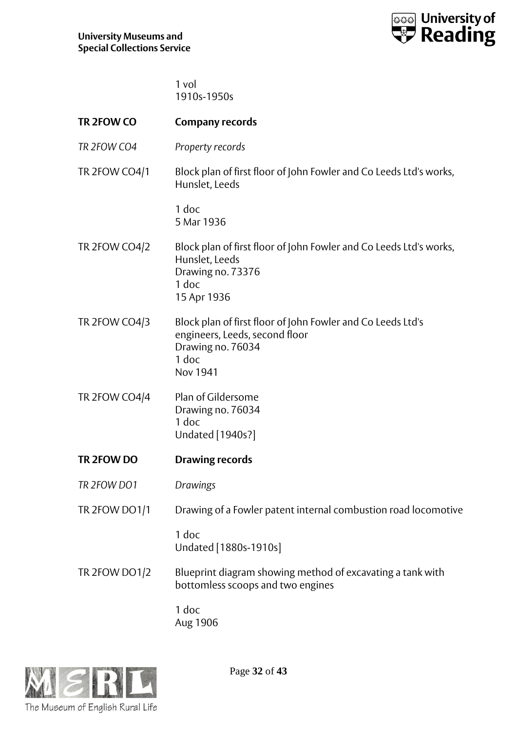1 vol
1910s-1950s

**TR 2FOW CO** **Company records**

*TR 2FOW CO4* *Property records*

TR 2FOW CO4/1 Block plan of first floor of John Fowler and Co Leeds Ltd's works, Hunslet, Leeds

1 doc
5 Mar 1936

TR 2FOW CO4/2 Block plan of first floor of John Fowler and Co Leeds Ltd's works, Hunslet, Leeds
Drawing no. 73376
1 doc
15 Apr 1936

TR 2FOW CO4/3 Block plan of first floor of John Fowler and Co Leeds Ltd's engineers, Leeds, second floor
Drawing no. 76034
1 doc
Nov 1941

TR 2FOW CO4/4 Plan of Gildersome
Drawing no. 76034
1 doc
Undated [1940s?]

**TR 2FOW DO** **Drawing records**

*TR 2FOW DO1* *Drawings*

TR 2FOW DO1/1 Drawing of a Fowler patent internal combustion road locomotive

1 doc
Undated [1880s-1910s]

TR 2FOW DO1/2 Blueprint diagram showing method of excavating a tank with bottomless scoops and two engines

1 doc
Aug 1906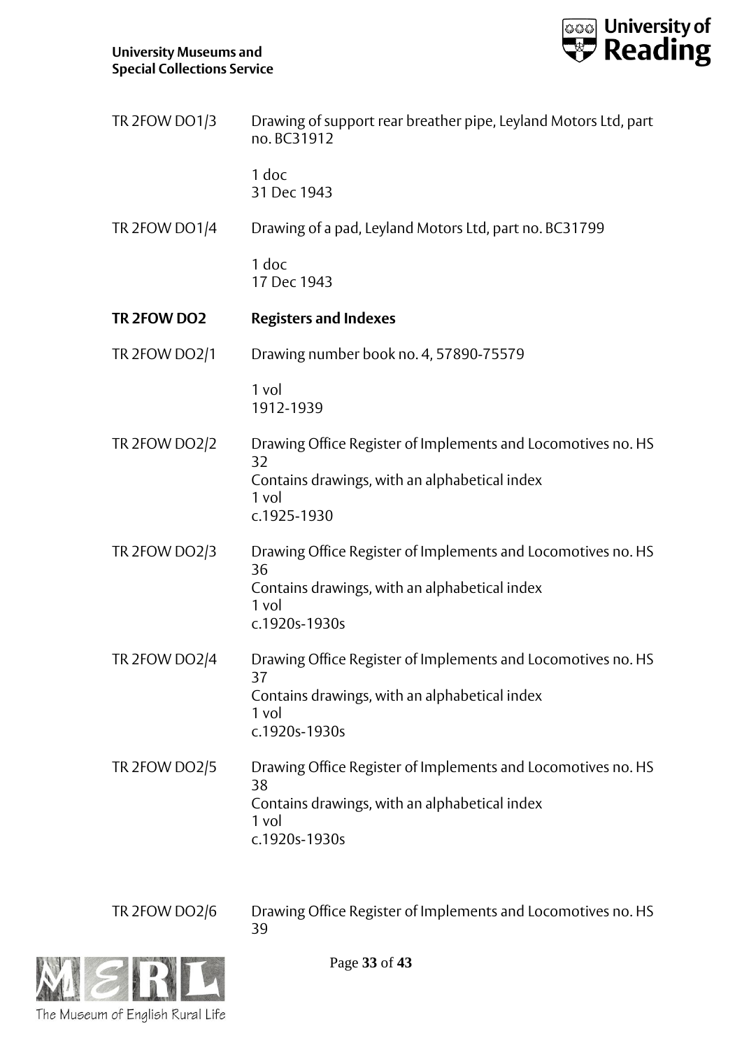TR 2FOW DO1/3 Drawing of support rear breather pipe, Leyland Motors Ltd, part no. BC31912

1 doc
31 Dec 1943

TR 2FOW DO1/4 Drawing of a pad, Leyland Motors Ltd, part no. BC31799

1 doc
17 Dec 1943

**TR 2FOW DO2 Registers and Indexes**

TR 2FOW DO2/1 Drawing number book no. 4, 57890-75579

1 vol
1912-1939

TR 2FOW DO2/2 Drawing Office Register of Implements and Locomotives no. HS 32
Contains drawings, with an alphabetical index
1 vol
c.1925-1930

TR 2FOW DO2/3 Drawing Office Register of Implements and Locomotives no. HS 36
Contains drawings, with an alphabetical index
1 vol
c.1920s-1930s

TR 2FOW DO2/4 Drawing Office Register of Implements and Locomotives no. HS 37
Contains drawings, with an alphabetical index
1 vol
c.1920s-1930s

TR 2FOW DO2/5 Drawing Office Register of Implements and Locomotives no. HS 38
Contains drawings, with an alphabetical index
1 vol
c.1920s-1930s

TR 2FOW DO2/6 Drawing Office Register of Implements and Locomotives no. HS 39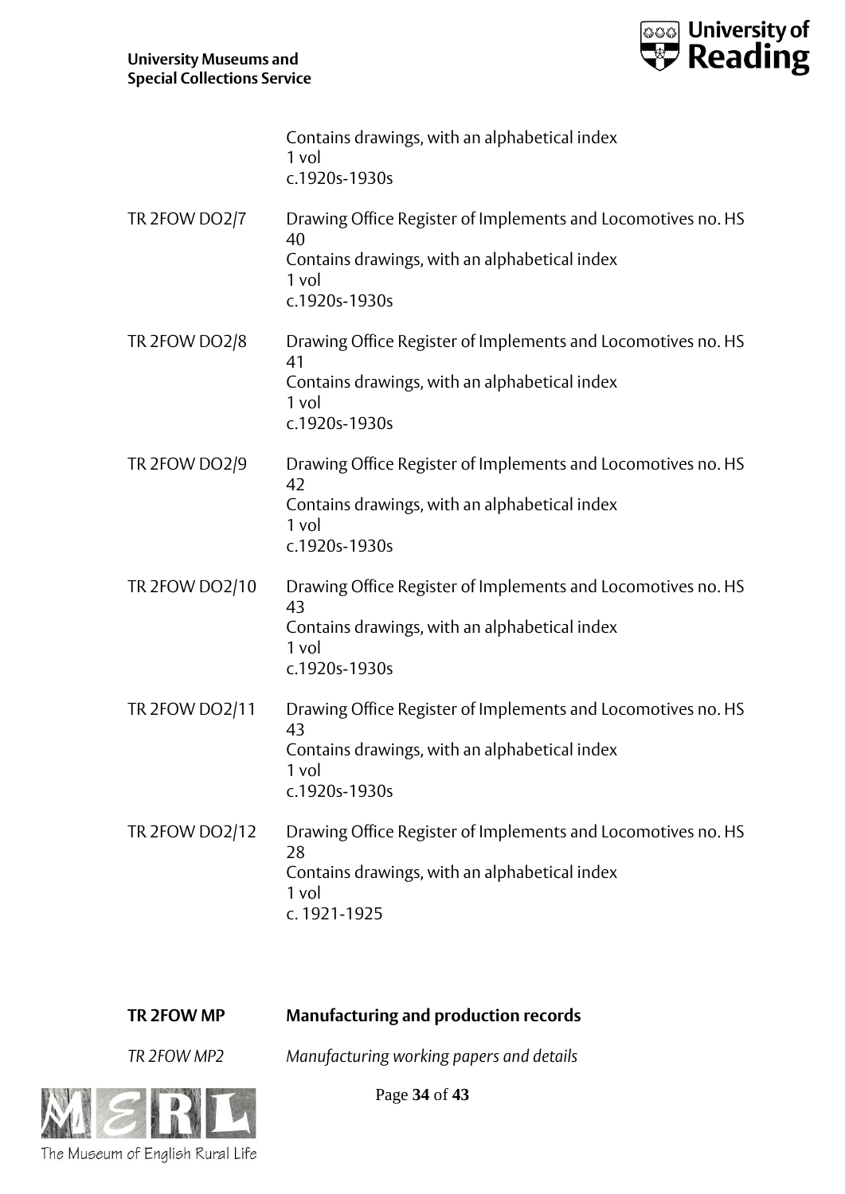Contains drawings, with an alphabetical index
1 vol
c.1920s-1930s

TR 2FOW DO2/7 Drawing Office Register of Implements and Locomotives no. HS 40
Contains drawings, with an alphabetical index
1 vol
c.1920s-1930s

TR 2FOW DO2/8 Drawing Office Register of Implements and Locomotives no. HS 41
Contains drawings, with an alphabetical index
1 vol
c.1920s-1930s

TR 2FOW DO2/9 Drawing Office Register of Implements and Locomotives no. HS 42
Contains drawings, with an alphabetical index
1 vol
c.1920s-1930s

TR 2FOW DO2/10 Drawing Office Register of Implements and Locomotives no. HS 43
Contains drawings, with an alphabetical index
1 vol
c.1920s-1930s

TR 2FOW DO2/11 Drawing Office Register of Implements and Locomotives no. HS 43
Contains drawings, with an alphabetical index
1 vol
c.1920s-1930s

TR 2FOW DO2/12 Drawing Office Register of Implements and Locomotives no. HS 28
Contains drawings, with an alphabetical index
1 vol
c. 1921-1925

**TR 2FOW MP Manufacturing and production records**

*TR 2FOW MP2 Manufacturing working papers and details*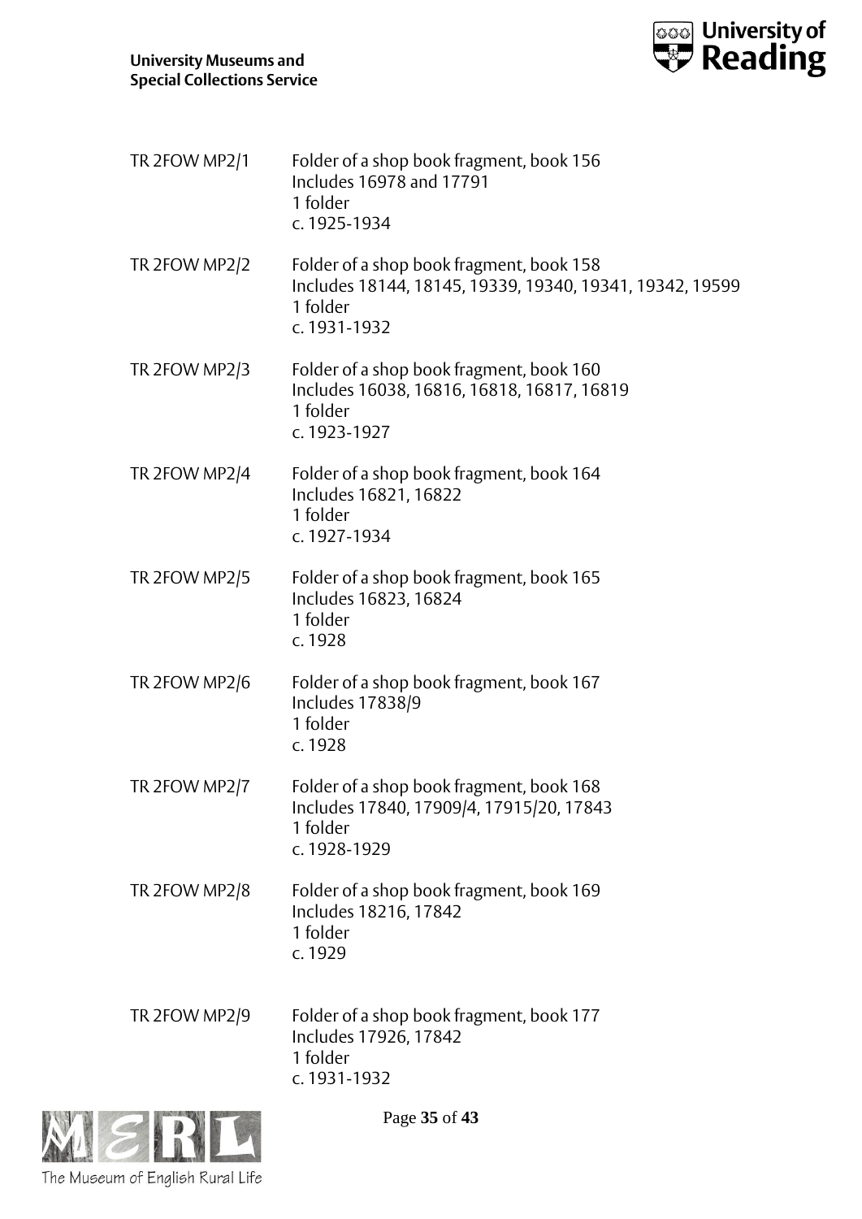TR 2FOW MP2/1 Folder of a shop book fragment, book 156
Includes 16978 and 17791
1 folder
c. 1925-1934

TR 2FOW MP2/2 Folder of a shop book fragment, book 158
Includes 18144, 18145, 19339, 19340, 19341, 19342, 19599
1 folder
c. 1931-1932

TR 2FOW MP2/3 Folder of a shop book fragment, book 160
Includes 16038, 16816, 16818, 16817, 16819
1 folder
c. 1923-1927

TR 2FOW MP2/4 Folder of a shop book fragment, book 164
Includes 16821, 16822
1 folder
c. 1927-1934

TR 2FOW MP2/5 Folder of a shop book fragment, book 165
Includes 16823, 16824
1 folder
c. 1928

TR 2FOW MP2/6 Folder of a shop book fragment, book 167
Includes 17838/9
1 folder
c. 1928

TR 2FOW MP2/7 Folder of a shop book fragment, book 168
Includes 17840, 17909/4, 17915/20, 17843
1 folder
c. 1928-1929

TR 2FOW MP2/8 Folder of a shop book fragment, book 169
Includes 18216, 17842
1 folder
c. 1929

TR 2FOW MP2/9 Folder of a shop book fragment, book 177
Includes 17926, 17842
1 folder
c. 1931-1932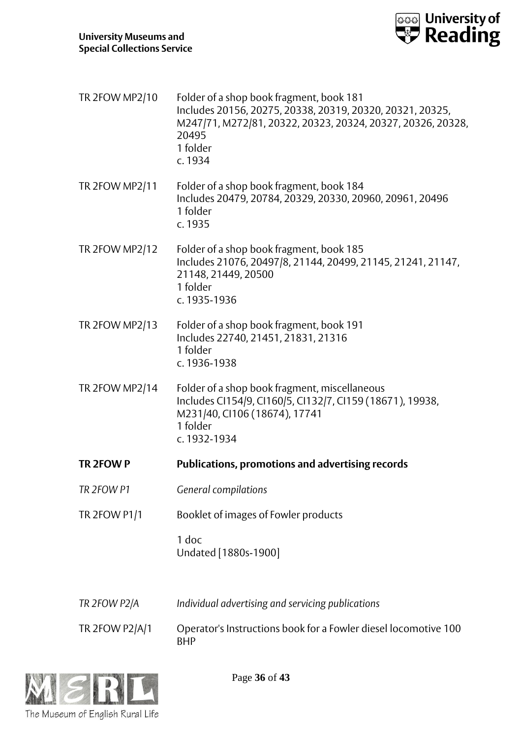TR 2FOW MP2/10 Folder of a shop book fragment, book 181
Includes 20156, 20275, 20338, 20319, 20320, 20321, 20325, M247/71, M272/81, 20322, 20323, 20324, 20327, 20326, 20328, 20495
1 folder
c. 1934

TR 2FOW MP2/11 Folder of a shop book fragment, book 184
Includes 20479, 20784, 20329, 20330, 20960, 20961, 20496
1 folder
c. 1935

TR 2FOW MP2/12 Folder of a shop book fragment, book 185
Includes 21076, 20497/8, 21144, 20499, 21145, 21241, 21147, 21148, 21449, 20500
1 folder
c. 1935-1936

TR 2FOW MP2/13 Folder of a shop book fragment, book 191
Includes 22740, 21451, 21831, 21316
1 folder
c. 1936-1938

TR 2FOW MP2/14 Folder of a shop book fragment, miscellaneous
Includes CI154/9, CI160/5, CI132/7, CI159 (18671), 19938, M231/40, CI106 (18674), 17741
1 folder
c. 1932-1934

**TR 2FOW P** **Publications, promotions and advertising records**

*TR 2FOW P1* *General compilations*

TR 2FOW P1/1 Booklet of images of Fowler products

1 doc
Undated [1880s-1900]

*TR 2FOW P2/A* *Individual advertising and servicing publications*

TR 2FOW P2/A/1 Operator's Instructions book for a Fowler diesel locomotive 100 BHP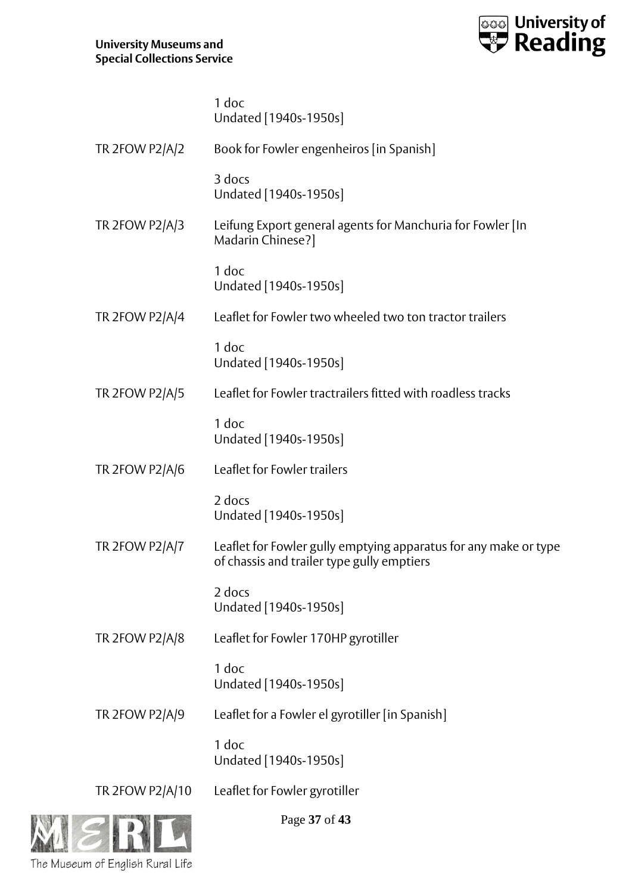1 doc
Undated [1940s-1950s]

TR 2FOW P2/A/2 Book for Fowler engenheiros [in Spanish]

3 docs
Undated [1940s-1950s]

TR 2FOW P2/A/3 Leifung Export general agents for Manchuria for Fowler [In Madarin Chinese?]

1 doc
Undated [1940s-1950s]

TR 2FOW P2/A/4 Leaflet for Fowler two wheeled two ton tractor trailers

1 doc
Undated [1940s-1950s]

TR 2FOW P2/A/5 Leaflet for Fowler tractrailers fitted with roadless tracks

1 doc
Undated [1940s-1950s]

TR 2FOW P2/A/6 Leaflet for Fowler trailers

2 docs
Undated [1940s-1950s]

TR 2FOW P2/A/7 Leaflet for Fowler gully emptying apparatus for any make or type of chassis and trailer type gully emptiers

2 docs
Undated [1940s-1950s]

TR 2FOW P2/A/8 Leaflet for Fowler 170HP gyrotiller

1 doc
Undated [1940s-1950s]

TR 2FOW P2/A/9 Leaflet for a Fowler el gyrotiller [in Spanish]

1 doc
Undated [1940s-1950s]

TR 2FOW P2/A/10 Leaflet for Fowler gyrotiller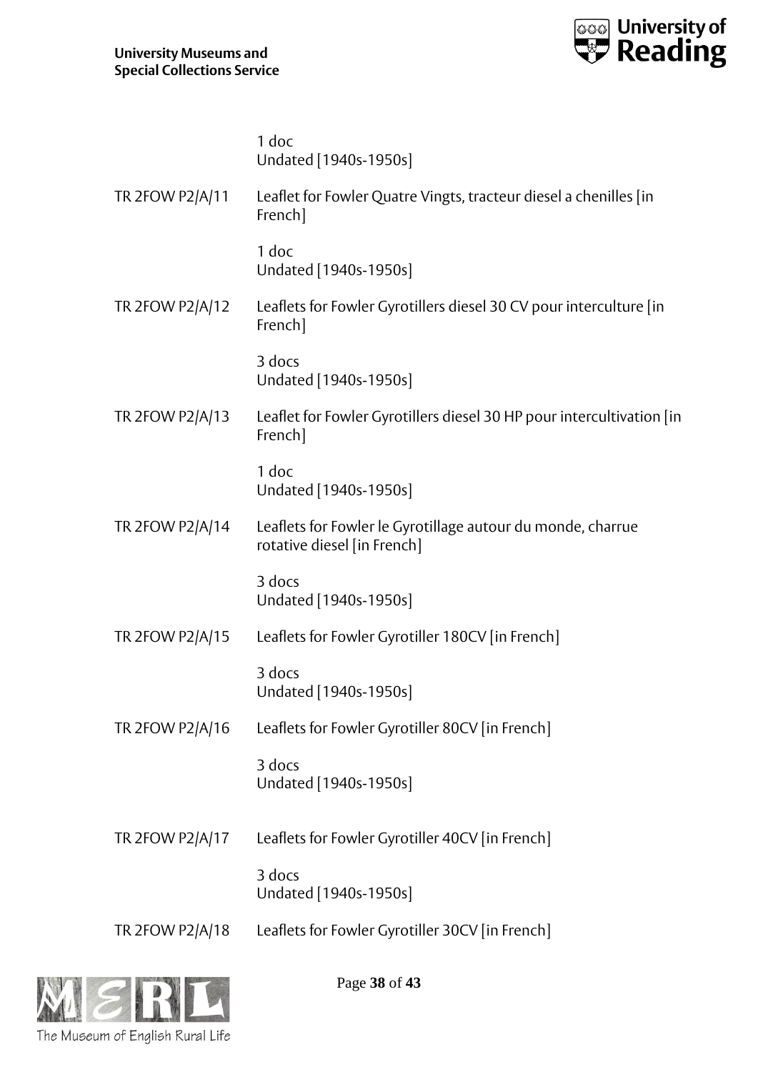1 doc
Undated [1940s-1950s]

TR 2FOW P2/A/11 Leaflet for Fowler Quatre Vingts, tracteur diesel a chenilles [in French]

1 doc
Undated [1940s-1950s]

TR 2FOW P2/A/12 Leaflets for Fowler Gyrotillers diesel 30 CV pour interculture [in French]

3 docs
Undated [1940s-1950s]

TR 2FOW P2/A/13 Leaflet for Fowler Gyrotillers diesel 30 HP pour intercultivation [in French]

1 doc
Undated [1940s-1950s]

TR 2FOW P2/A/14 Leaflets for Fowler le Gyrotillage autour du monde, charrue rotative diesel [in French]

3 docs
Undated [1940s-1950s]

TR 2FOW P2/A/15 Leaflets for Fowler Gyrotiller 180CV [in French]

3 docs
Undated [1940s-1950s]

TR 2FOW P2/A/16 Leaflets for Fowler Gyrotiller 80CV [in French]

3 docs
Undated [1940s-1950s]

TR 2FOW P2/A/17 Leaflets for Fowler Gyrotiller 40CV [in French]

3 docs
Undated [1940s-1950s]

TR 2FOW P2/A/18 Leaflets for Fowler Gyrotiller 30CV [in French]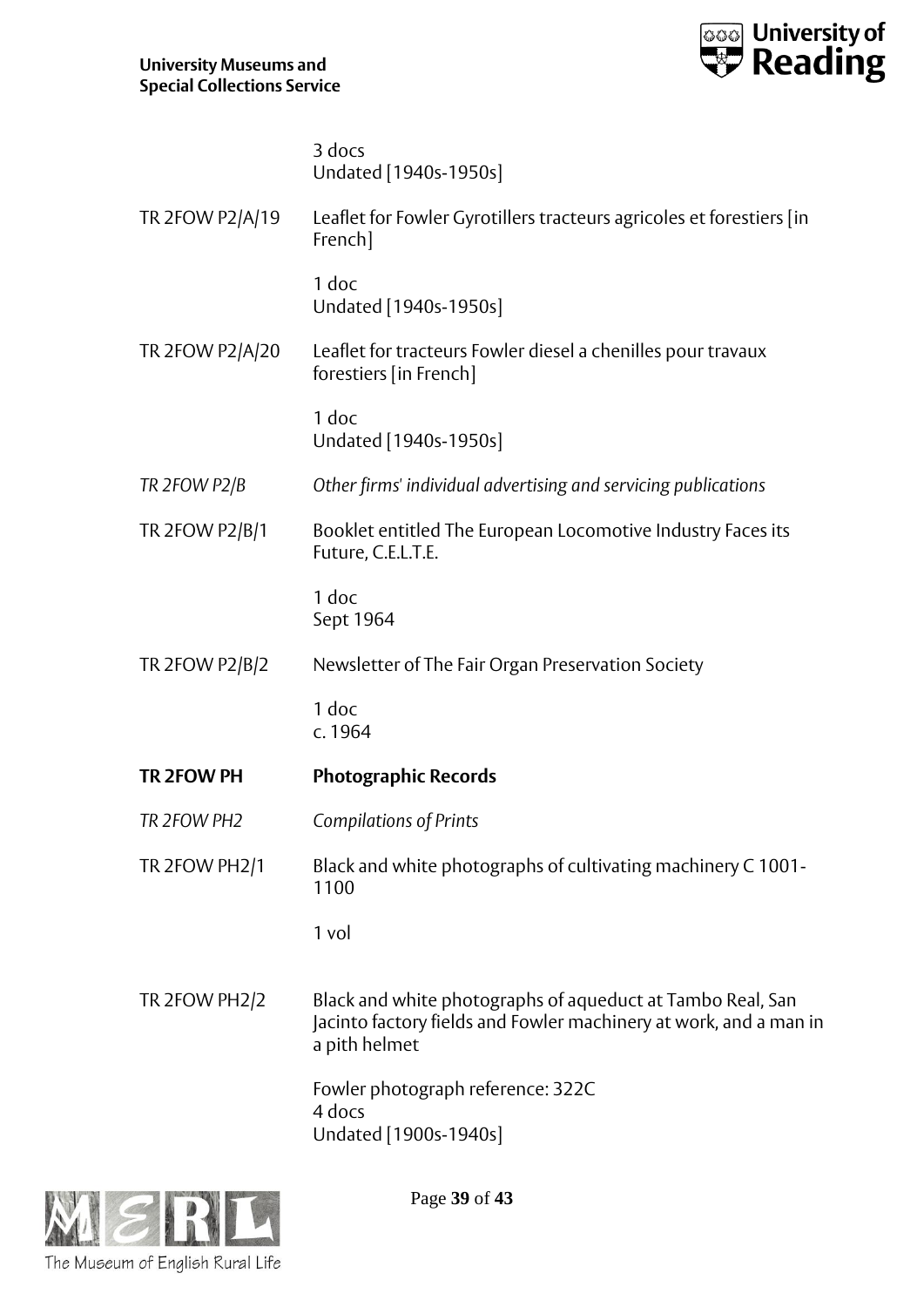3 docs
Undated [1940s-1950s]

TR 2FOW P2/A/19 Leaflet for Fowler Gyrotillers tracteurs agricoles et forestiers [in French]

1 doc
Undated [1940s-1950s]

TR 2FOW P2/A/20 Leaflet for tracteurs Fowler diesel a chenilles pour travaux forestiers [in French]

1 doc
Undated [1940s-1950s]

*TR 2FOW P2/B* *Other firms' individual advertising and servicing publications*

TR 2FOW P2/B/1 Booklet entitled The European Locomotive Industry Faces its Future, C.E.L.T.E.

1 doc
Sept 1964

TR 2FOW P2/B/2 Newsletter of The Fair Organ Preservation Society

1 doc
c. 1964

**TR 2FOW PH** **Photographic Records**

*TR 2FOW PH2* *Compilations of Prints*

TR 2FOW PH2/1 Black and white photographs of cultivating machinery C 1001-1100

1 vol

TR 2FOW PH2/2 Black and white photographs of aqueduct at Tambo Real, San Jacinto factory fields and Fowler machinery at work, and a man in a pith helmet

Fowler photograph reference: 322C
4 docs
Undated [1900s-1940s]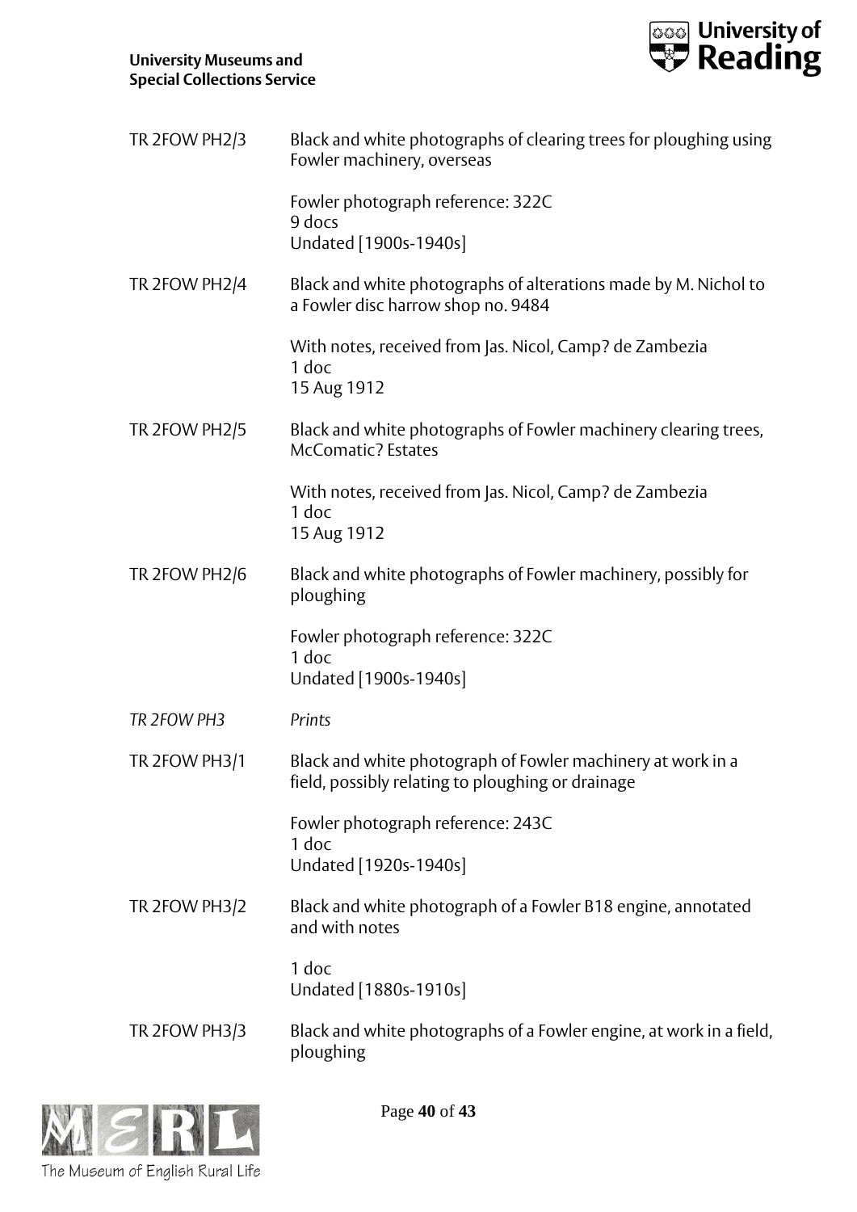TR 2FOW PH2/3 Black and white photographs of clearing trees for ploughing using Fowler machinery, overseas

Fowler photograph reference: 322C
9 docs
Undated [1900s-1940s]

TR 2FOW PH2/4 Black and white photographs of alterations made by M. Nichol to a Fowler disc harrow shop no. 9484

With notes, received from Jas. Nicol, Camp? de Zambezia
1 doc
15 Aug 1912

TR 2FOW PH2/5 Black and white photographs of Fowler machinery clearing trees, McComatic? Estates

With notes, received from Jas. Nicol, Camp? de Zambezia
1 doc
15 Aug 1912

TR 2FOW PH2/6 Black and white photographs of Fowler machinery, possibly for ploughing

Fowler photograph reference: 322C
1 doc
Undated [1900s-1940s]

*TR 2FOW PH3* *Prints*

TR 2FOW PH3/1 Black and white photograph of Fowler machinery at work in a field, possibly relating to ploughing or drainage

Fowler photograph reference: 243C
1 doc
Undated [1920s-1940s]

TR 2FOW PH3/2 Black and white photograph of a Fowler B18 engine, annotated and with notes

1 doc
Undated [1880s-1910s]

TR 2FOW PH3/3 Black and white photographs of a Fowler engine, at work in a field, ploughing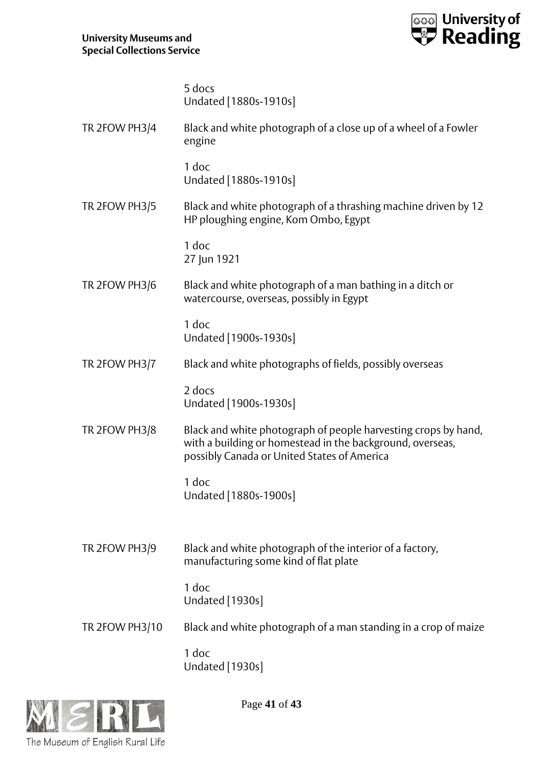5 docs
Undated [1880s-1910s]

| | |
|---|---|
| TR 2FOW PH3/4 | Black and white photograph of a close up of a wheel of a Fowler engine<br><br>1 doc<br>Undated [1880s-1910s] |
| TR 2FOW PH3/5 | Black and white photograph of a thrashing machine driven by 12 HP ploughing engine, Kom Ombo, Egypt<br><br>1 doc<br>27 Jun 1921 |
| TR 2FOW PH3/6 | Black and white photograph of a man bathing in a ditch or watercourse, overseas, possibly in Egypt<br><br>1 doc<br>Undated [1900s-1930s] |
| TR 2FOW PH3/7 | Black and white photographs of fields, possibly overseas<br><br>2 docs<br>Undated [1900s-1930s] |
| TR 2FOW PH3/8 | Black and white photograph of people harvesting crops by hand, with a building or homestead in the background, overseas, possibly Canada or United States of America<br><br>1 doc<br>Undated [1880s-1900s] |
| TR 2FOW PH3/9 | Black and white photograph of the interior of a factory, manufacturing some kind of flat plate<br><br>1 doc<br>Undated [1930s] |
| TR 2FOW PH3/10 | Black and white photograph of a man standing in a crop of maize<br><br>1 doc<br>Undated [1930s] |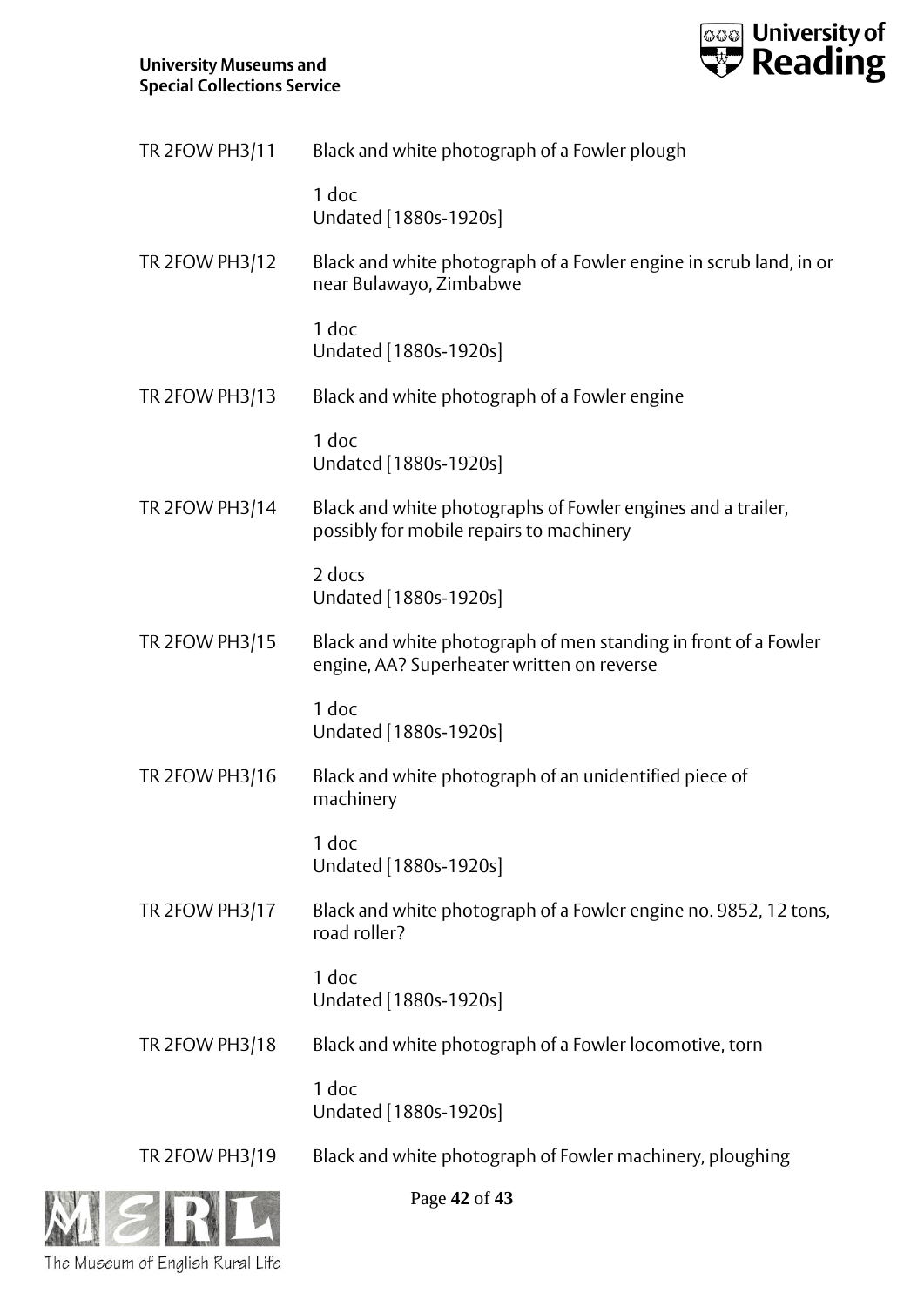TR 2FOW PH3/11 Black and white photograph of a Fowler plough

1 doc
Undated [1880s-1920s]

TR 2FOW PH3/12 Black and white photograph of a Fowler engine in scrub land, in or near Bulawayo, Zimbabwe

1 doc
Undated [1880s-1920s]

TR 2FOW PH3/13 Black and white photograph of a Fowler engine

1 doc
Undated [1880s-1920s]

TR 2FOW PH3/14 Black and white photographs of Fowler engines and a trailer, possibly for mobile repairs to machinery

2 docs
Undated [1880s-1920s]

TR 2FOW PH3/15 Black and white photograph of men standing in front of a Fowler engine, AA? Superheater written on reverse

1 doc
Undated [1880s-1920s]

TR 2FOW PH3/16 Black and white photograph of an unidentified piece of machinery

1 doc
Undated [1880s-1920s]

TR 2FOW PH3/17 Black and white photograph of a Fowler engine no. 9852, 12 tons, road roller?

1 doc
Undated [1880s-1920s]

TR 2FOW PH3/18 Black and white photograph of a Fowler locomotive, torn

1 doc
Undated [1880s-1920s]

TR 2FOW PH3/19 Black and white photograph of Fowler machinery, ploughing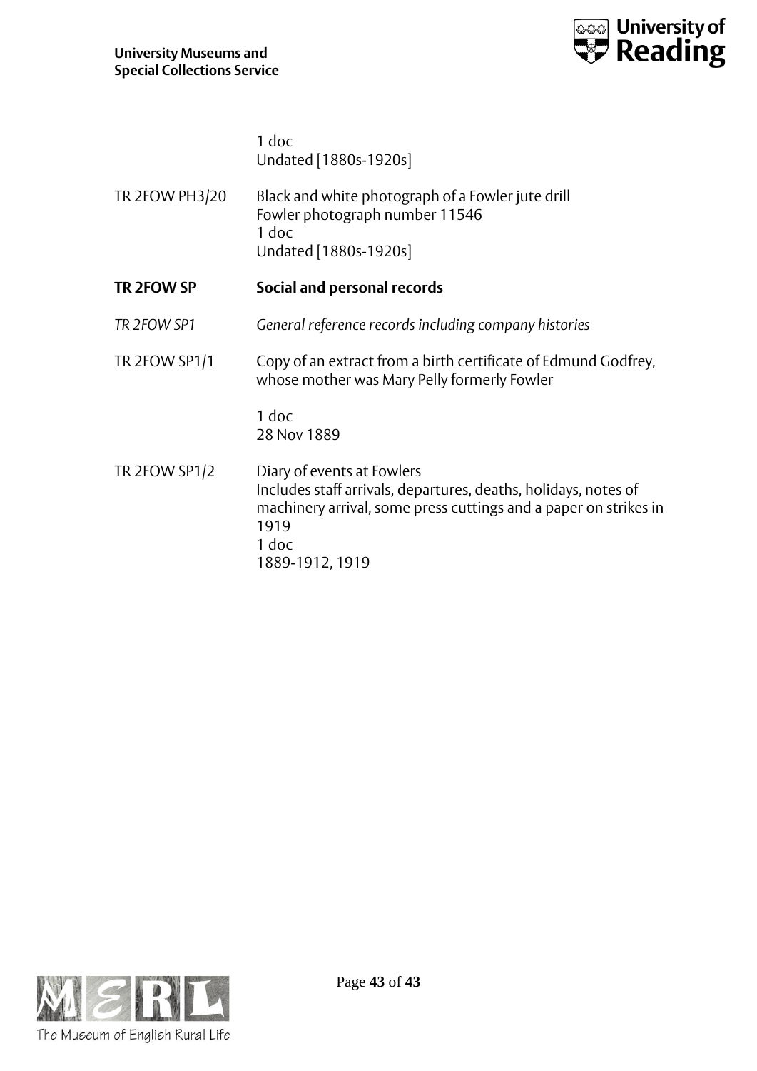1 doc
Undated [1880s-1920s]

TR 2FOW PH3/20 Black and white photograph of a Fowler jute drill
Fowler photograph number 11546
1 doc
Undated [1880s-1920s]

**TR 2FOW SP Social and personal records**

*TR 2FOW SP1 General reference records including company histories*

TR 2FOW SP1/1 Copy of an extract from a birth certificate of Edmund Godfrey, whose mother was Mary Pelly formerly Fowler

1 doc
28 Nov 1889

TR 2FOW SP1/2 Diary of events at Fowlers
Includes staff arrivals, departures, deaths, holidays, notes of machinery arrival, some press cuttings and a paper on strikes in 1919
1 doc
1889-1912, 1919